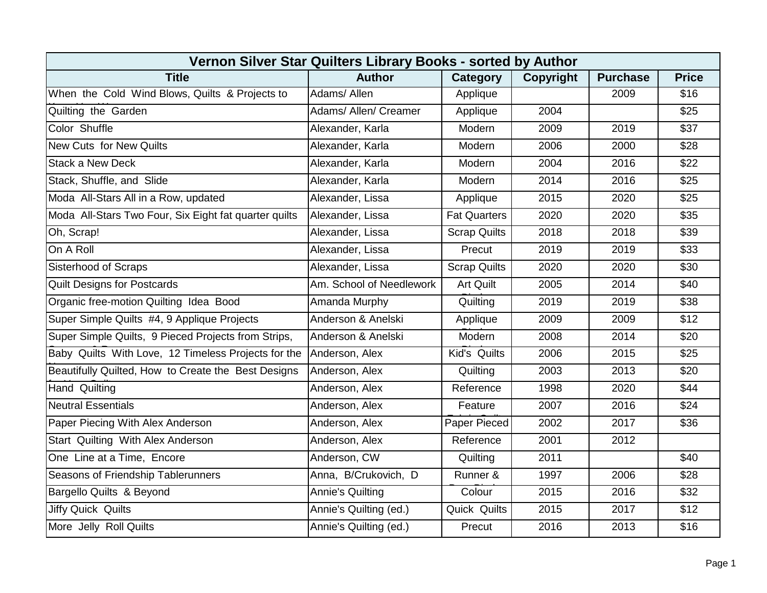| Vernon Silver Star Quilters Library Books - sorted by Author | | | | | |
|---|---|---|---|---|---|
| **Title** | **Author** | **Category** | **Copyright** | **Purchase** | **Price** |
| When the Cold Wind Blows, Quilts & Projects to | Adams/ Allen | Applique | | 2009 | $16 |
| Quilting the Garden | Adams/ Allen/ Creamer | Applique | 2004 | | $25 |
| Color Shuffle | Alexander, Karla | Modern | 2009 | 2019 | $37 |
| New Cuts for New Quilts | Alexander, Karla | Modern | 2006 | 2000 | $28 |
| Stack a New Deck | Alexander, Karla | Modern | 2004 | 2016 | $22 |
| Stack, Shuffle, and Slide | Alexander, Karla | Modern | 2014 | 2016 | $25 |
| Moda All-Stars All in a Row, updated | Alexander, Lissa | Applique | 2015 | 2020 | $25 |
| Moda All-Stars Two Four, Six Eight fat quarter quilts | Alexander, Lissa | Fat Quarters | 2020 | 2020 | $35 |
| Oh, Scrap! | Alexander, Lissa | Scrap Quilts | 2018 | 2018 | $39 |
| On A Roll | Alexander, Lissa | Precut | 2019 | 2019 | $33 |
| Sisterhood of Scraps | Alexander, Lissa | Scrap Quilts | 2020 | 2020 | $30 |
| Quilt Designs for Postcards | Am. School of Needlework | Art Quilt | 2005 | 2014 | $40 |
| Organic free-motion Quilting Idea Bood | Amanda Murphy | Quilting | 2019 | 2019 | $38 |
| Super Simple Quilts #4, 9 Applique Projects | Anderson & Anelski | Applique | 2009 | 2009 | $12 |
| Super Simple Quilts, 9 Pieced Projects from Strips, | Anderson & Anelski | Modern | 2008 | 2014 | $20 |
| Baby Quilts With Love, 12 Timeless Projects for the | Anderson, Alex | Kid's Quilts | 2006 | 2015 | $25 |
| Beautifully Quilted, How to Create the Best Designs | Anderson, Alex | Quilting | 2003 | 2013 | $20 |
| Hand Quilting | Anderson, Alex | Reference | 1998 | 2020 | $44 |
| Neutral Essentials | Anderson, Alex | Feature | 2007 | 2016 | $24 |
| Paper Piecing With Alex Anderson | Anderson, Alex | Paper Pieced | 2002 | 2017 | $36 |
| Start Quilting With Alex Anderson | Anderson, Alex | Reference | 2001 | 2012 | |
| One Line at a Time, Encore | Anderson, CW | Quilting | 2011 | | $40 |
| Seasons of Friendship Tablerunners | Anna, B/Crukovich, D | Runner & | 1997 | 2006 | $28 |
| Bargello Quilts & Beyond | Annie's Quilting | Colour | 2015 | 2016 | $32 |
| Jiffy Quick Quilts | Annie's Quilting (ed.) | Quick Quilts | 2015 | 2017 | $12 |
| More Jelly Roll Quilts | Annie's Quilting (ed.) | Precut | 2016 | 2013 | $16 |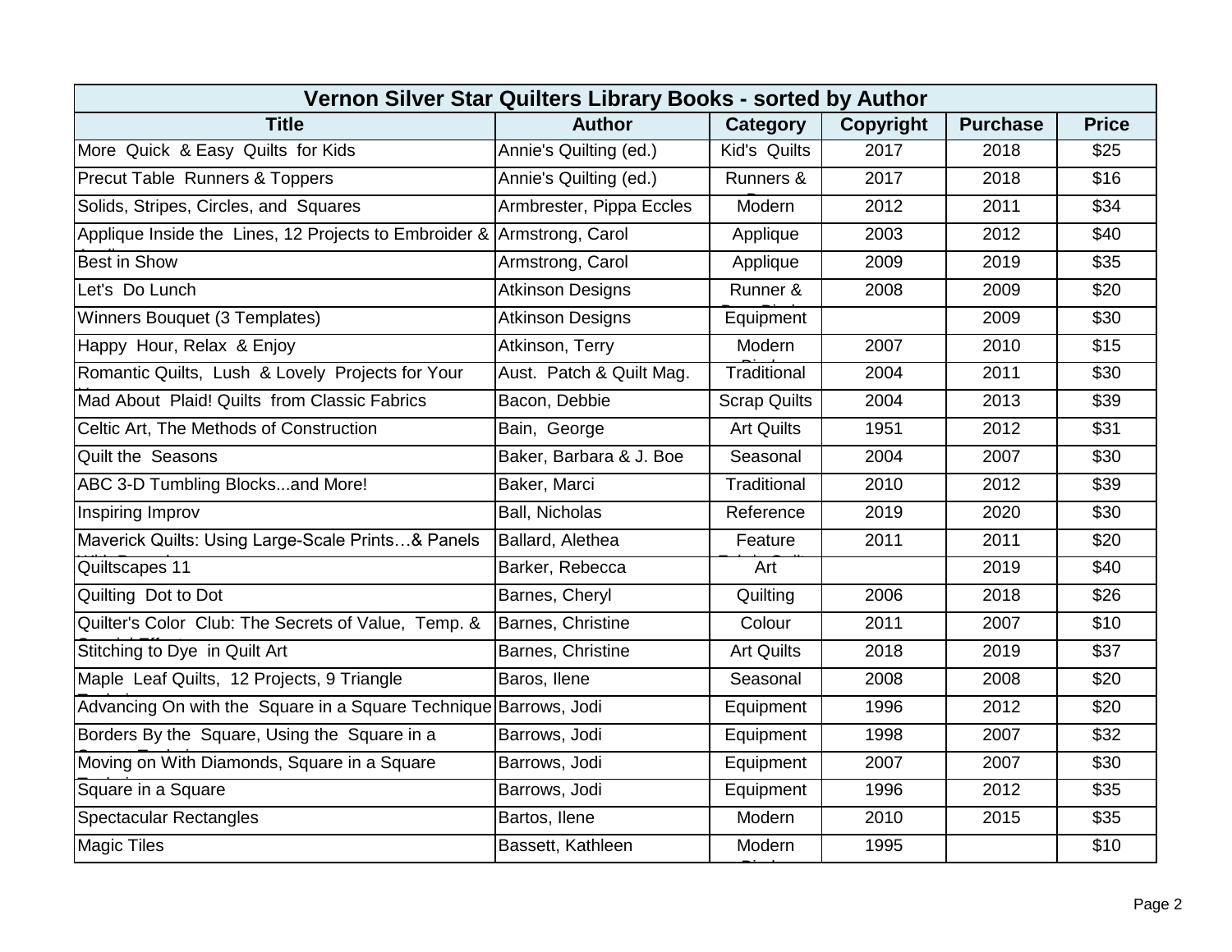| Vernon Silver Star Quilters Library Books - sorted by Author | | | | | |
|---|---|---|---|---|---|
| **Title** | **Author** | **Category** | **Copyright** | **Purchase** | **Price** |
| More Quick & Easy Quilts for Kids | Annie's Quilting (ed.) | Kid's Quilts | 2017 | 2018 | $25 |
| Precut Table Runners & Toppers | Annie's Quilting (ed.) | Runners & | 2017 | 2018 | $16 |
| Solids, Stripes, Circles, and Squares | Armbrester, Pippa Eccles | Modern | 2012 | 2011 | $34 |
| Applique Inside the Lines, 12 Projects to Embroider & | Armstrong, Carol | Applique | 2003 | 2012 | $40 |
| Best in Show | Armstrong, Carol | Applique | 2009 | 2019 | $35 |
| Let's Do Lunch | Atkinson Designs | Runner & | 2008 | 2009 | $20 |
| Winners Bouquet (3 Templates) | Atkinson Designs | Equipment | | 2009 | $30 |
| Happy Hour, Relax & Enjoy | Atkinson, Terry | Modern | 2007 | 2010 | $15 |
| Romantic Quilts, Lush & Lovely Projects for Your | Aust. Patch & Quilt Mag. | Traditional | 2004 | 2011 | $30 |
| Mad About Plaid! Quilts from Classic Fabrics | Bacon, Debbie | Scrap Quilts | 2004 | 2013 | $39 |
| Celtic Art, The Methods of Construction | Bain, George | Art Quilts | 1951 | 2012 | $31 |
| Quilt the Seasons | Baker, Barbara & J. Boe | Seasonal | 2004 | 2007 | $30 |
| ABC 3-D Tumbling Blocks...and More! | Baker, Marci | Traditional | 2010 | 2012 | $39 |
| Inspiring Improv | Ball, Nicholas | Reference | 2019 | 2020 | $30 |
| Maverick Quilts: Using Large-Scale Prints…& Panels | Ballard, Alethea | Feature | 2011 | 2011 | $20 |
| Quiltscapes 11 | Barker, Rebecca | Art | | 2019 | $40 |
| Quilting Dot to Dot | Barnes, Cheryl | Quilting | 2006 | 2018 | $26 |
| Quilter's Color Club: The Secrets of Value, Temp. & | Barnes, Christine | Colour | 2011 | 2007 | $10 |
| Stitching to Dye in Quilt Art | Barnes, Christine | Art Quilts | 2018 | 2019 | $37 |
| Maple Leaf Quilts, 12 Projects, 9 Triangle | Baros, Ilene | Seasonal | 2008 | 2008 | $20 |
| Advancing On with the Square in a Square Technique | Barrows, Jodi | Equipment | 1996 | 2012 | $20 |
| Borders By the Square, Using the Square in a | Barrows, Jodi | Equipment | 1998 | 2007 | $32 |
| Moving on With Diamonds, Square in a Square | Barrows, Jodi | Equipment | 2007 | 2007 | $30 |
| Square in a Square | Barrows, Jodi | Equipment | 1996 | 2012 | $35 |
| Spectacular Rectangles | Bartos, Ilene | Modern | 2010 | 2015 | $35 |
| Magic Tiles | Bassett, Kathleen | Modern | 1995 | | $10 |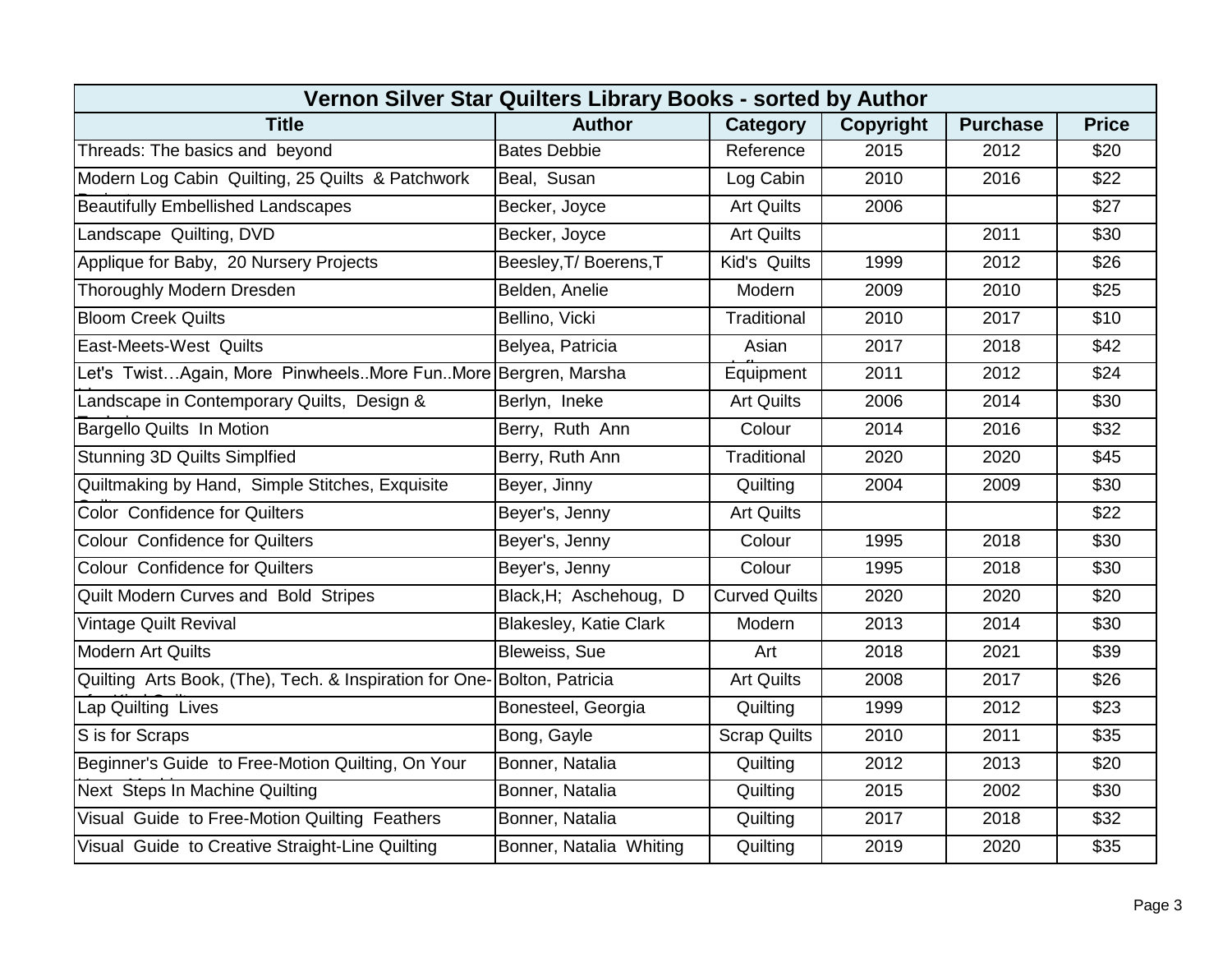| Vernon Silver Star Quilters Library Books - sorted by Author | | | | | |
|---|---|---|---|---|---|
| **Title** | **Author** | **Category** | **Copyright** | **Purchase** | **Price** |
| Threads: The basics and beyond | Bates Debbie | Reference | 2015 | 2012 | $20 |
| Modern Log Cabin Quilting, 25 Quilts & Patchwork Projects | Beal, Susan | Log Cabin | 2010 | 2016 | $22 |
| Beautifully Embellished Landscapes | Becker, Joyce | Art Quilts | 2006 | | $27 |
| Landscape Quilting, DVD | Becker, Joyce | Art Quilts | | 2011 | $30 |
| Applique for Baby, 20 Nursery Projects | Beesley,T/ Boerens,T | Kid's Quilts | 1999 | 2012 | $26 |
| Thoroughly Modern Dresden | Belden, Anelie | Modern | 2009 | 2010 | $25 |
| Bloom Creek Quilts | Bellino, Vicki | Traditional | 2010 | 2017 | $10 |
| East-Meets-West Quilts | Belyea, Patricia | Asian Influence | 2017 | 2018 | $42 |
| Let's Twist…Again, More Pinwheels..More Fun..More Ideas | Bergren, Marsha | Equipment | 2011 | 2012 | $24 |
| Landscape in Contemporary Quilts, Design & Technique | Berlyn, Ineke | Art Quilts | 2006 | 2014 | $30 |
| Bargello Quilts In Motion | Berry, Ruth Ann | Colour | 2014 | 2016 | $32 |
| Stunning 3D Quilts Simplfied | Berry, Ruth Ann | Traditional | 2020 | 2020 | $45 |
| Quiltmaking by Hand, Simple Stitches, Exquisite Quilts | Beyer, Jinny | Quilting | 2004 | 2009 | $30 |
| Color Confidence for Quilters | Beyer's, Jenny | Art Quilts | | | $22 |
| Colour Confidence for Quilters | Beyer's, Jenny | Colour | 1995 | 2018 | $30 |
| Colour Confidence for Quilters | Beyer's, Jenny | Colour | 1995 | 2018 | $30 |
| Quilt Modern Curves and Bold Stripes | Black,H; Aschehoug, D | Curved Quilts | 2020 | 2020 | $20 |
| Vintage Quilt Revival | Blakesley, Katie Clark | Modern | 2013 | 2014 | $30 |
| Modern Art Quilts | Bleweiss, Sue | Art | 2018 | 2021 | $39 |
| Quilting Arts Book, (The), Tech. & Inspiration for One-of-a-Kind Quilts | Bolton, Patricia | Art Quilts | 2008 | 2017 | $26 |
| Lap Quilting Lives | Bonesteel, Georgia | Quilting | 1999 | 2012 | $23 |
| S is for Scraps | Bong, Gayle | Scrap Quilts | 2010 | 2011 | $35 |
| Beginner's Guide to Free-Motion Quilting, On Your Home Machine | Bonner, Natalia | Quilting | 2012 | 2013 | $20 |
| Next Steps In Machine Quilting | Bonner, Natalia | Quilting | 2015 | 2002 | $30 |
| Visual Guide to Free-Motion Quilting Feathers | Bonner, Natalia | Quilting | 2017 | 2018 | $32 |
| Visual Guide to Creative Straight-Line Quilting | Bonner, Natalia Whiting | Quilting | 2019 | 2020 | $35 |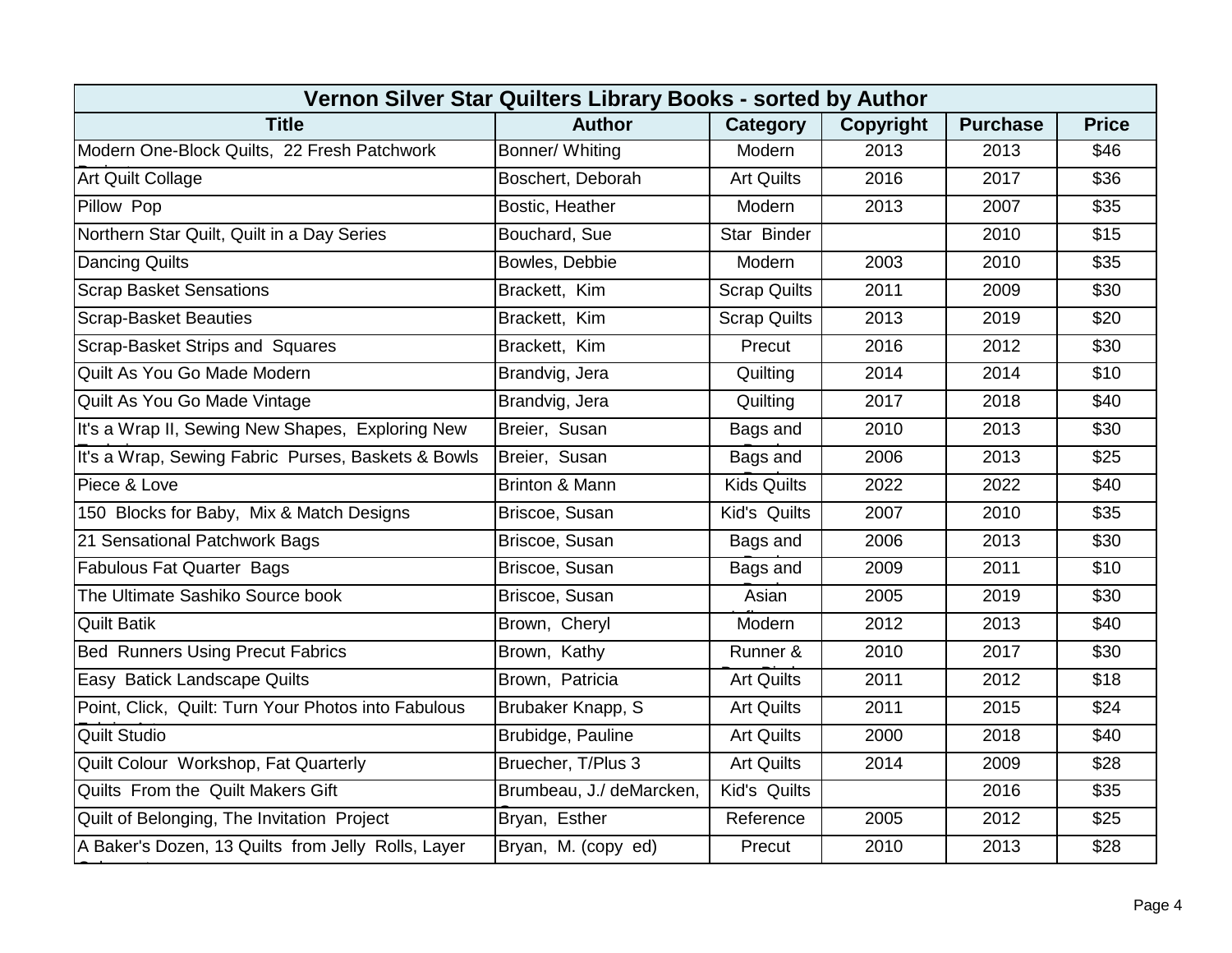| Vernon Silver Star Quilters Library Books - sorted by Author | | | | | |
|---|---|---|---|---|---|
| **Title** | **Author** | **Category** | **Copyright** | **Purchase** | **Price** |
| Modern One-Block Quilts, 22 Fresh Patchwork | Bonner/ Whiting | Modern | 2013 | 2013 | $46 |
| Art Quilt Collage | Boschert, Deborah | Art Quilts | 2016 | 2017 | $36 |
| Pillow Pop | Bostic, Heather | Modern | 2013 | 2007 | $35 |
| Northern Star Quilt, Quilt in a Day Series | Bouchard, Sue | Star Binder | | 2010 | $15 |
| Dancing Quilts | Bowles, Debbie | Modern | 2003 | 2010 | $35 |
| Scrap Basket Sensations | Brackett, Kim | Scrap Quilts | 2011 | 2009 | $30 |
| Scrap-Basket Beauties | Brackett, Kim | Scrap Quilts | 2013 | 2019 | $20 |
| Scrap-Basket Strips and Squares | Brackett, Kim | Precut | 2016 | 2012 | $30 |
| Quilt As You Go Made Modern | Brandvig, Jera | Quilting | 2014 | 2014 | $10 |
| Quilt As You Go Made Vintage | Brandvig, Jera | Quilting | 2017 | 2018 | $40 |
| It's a Wrap II, Sewing New Shapes, Exploring New | Breier, Susan | Bags and | 2010 | 2013 | $30 |
| It's a Wrap, Sewing Fabric Purses, Baskets & Bowls | Breier, Susan | Bags and | 2006 | 2013 | $25 |
| Piece & Love | Brinton & Mann | Kids Quilts | 2022 | 2022 | $40 |
| 150 Blocks for Baby, Mix & Match Designs | Briscoe, Susan | Kid's Quilts | 2007 | 2010 | $35 |
| 21 Sensational Patchwork Bags | Briscoe, Susan | Bags and | 2006 | 2013 | $30 |
| Fabulous Fat Quarter Bags | Briscoe, Susan | Bags and | 2009 | 2011 | $10 |
| The Ultimate Sashiko Source book | Briscoe, Susan | Asian | 2005 | 2019 | $30 |
| Quilt Batik | Brown, Cheryl | Modern | 2012 | 2013 | $40 |
| Bed Runners Using Precut Fabrics | Brown, Kathy | Runner & | 2010 | 2017 | $30 |
| Easy Batick Landscape Quilts | Brown, Patricia | Art Quilts | 2011 | 2012 | $18 |
| Point, Click, Quilt: Turn Your Photos into Fabulous | Brubaker Knapp, S | Art Quilts | 2011 | 2015 | $24 |
| Quilt Studio | Brubidge, Pauline | Art Quilts | 2000 | 2018 | $40 |
| Quilt Colour Workshop, Fat Quarterly | Bruecher, T/Plus 3 | Art Quilts | 2014 | 2009 | $28 |
| Quilts From the Quilt Makers Gift | Brumbeau, J./ deMarcken, | Kid's Quilts | | 2016 | $35 |
| Quilt of Belonging, The Invitation Project | Bryan, Esther | Reference | 2005 | 2012 | $25 |
| A Baker's Dozen, 13 Quilts from Jelly Rolls, Layer | Bryan, M. (copy ed) | Precut | 2010 | 2013 | $28 |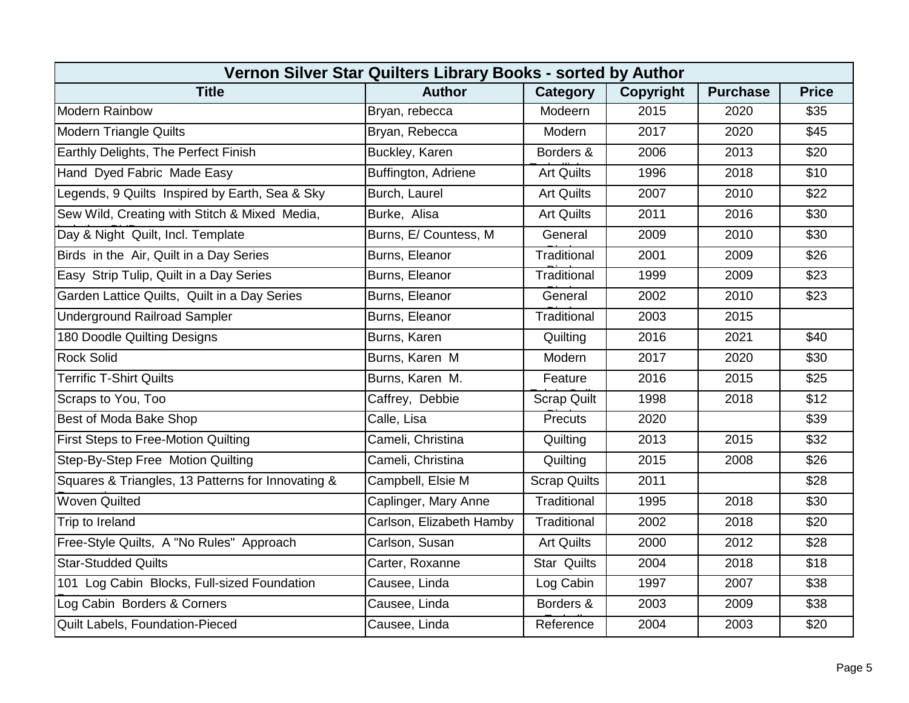| Vernon Silver Star Quilters Library Books - sorted by Author | | | | | |
|---|---|---|---|---|---|
| **Title** | **Author** | **Category** | **Copyright** | **Purchase** | **Price** |
| Modern Rainbow | Bryan, rebecca | Modeern | 2015 | 2020 | $35 |
| Modern Triangle Quilts | Bryan, Rebecca | Modern | 2017 | 2020 | $45 |
| Earthly Delights, The Perfect Finish | Buckley, Karen | Borders & | 2006 | 2013 | $20 |
| Hand Dyed Fabric Made Easy | Buffington, Adriene | Art Quilts | 1996 | 2018 | $10 |
| Legends, 9 Quilts Inspired by Earth, Sea & Sky | Burch, Laurel | Art Quilts | 2007 | 2010 | $22 |
| Sew Wild, Creating with Stitch & Mixed Media, | Burke, Alisa | Art Quilts | 2011 | 2016 | $30 |
| Day & Night Quilt, Incl. Template | Burns, E/ Countess, M | General | 2009 | 2010 | $30 |
| Birds in the Air, Quilt in a Day Series | Burns, Eleanor | Traditional | 2001 | 2009 | $26 |
| Easy Strip Tulip, Quilt in a Day Series | Burns, Eleanor | Traditional | 1999 | 2009 | $23 |
| Garden Lattice Quilts, Quilt in a Day Series | Burns, Eleanor | General | 2002 | 2010 | $23 |
| Underground Railroad Sampler | Burns, Eleanor | Traditional | 2003 | 2015 | |
| 180 Doodle Quilting Designs | Burns, Karen | Quilting | 2016 | 2021 | $40 |
| Rock Solid | Burns, Karen M | Modern | 2017 | 2020 | $30 |
| Terrific T-Shirt Quilts | Burns, Karen M. | Feature | 2016 | 2015 | $25 |
| Scraps to You, Too | Caffrey, Debbie | Scrap Quilt | 1998 | 2018 | $12 |
| Best of Moda Bake Shop | Calle, Lisa | Precuts | 2020 | | $39 |
| First Steps to Free-Motion Quilting | Cameli, Christina | Quilting | 2013 | 2015 | $32 |
| Step-By-Step Free Motion Quilting | Cameli, Christina | Quilting | 2015 | 2008 | $26 |
| Squares & Triangles, 13 Patterns for Innovating & | Campbell, Elsie M | Scrap Quilts | 2011 | | $28 |
| Woven Quilted | Caplinger, Mary Anne | Traditional | 1995 | 2018 | $30 |
| Trip to Ireland | Carlson, Elizabeth Hamby | Traditional | 2002 | 2018 | $20 |
| Free-Style Quilts, A "No Rules" Approach | Carlson, Susan | Art Quilts | 2000 | 2012 | $28 |
| Star-Studded Quilts | Carter, Roxanne | Star Quilts | 2004 | 2018 | $18 |
| 101 Log Cabin Blocks, Full-sized Foundation | Causee, Linda | Log Cabin | 1997 | 2007 | $38 |
| Log Cabin Borders & Corners | Causee, Linda | Borders & | 2003 | 2009 | $38 |
| Quilt Labels, Foundation-Pieced | Causee, Linda | Reference | 2004 | 2003 | $20 |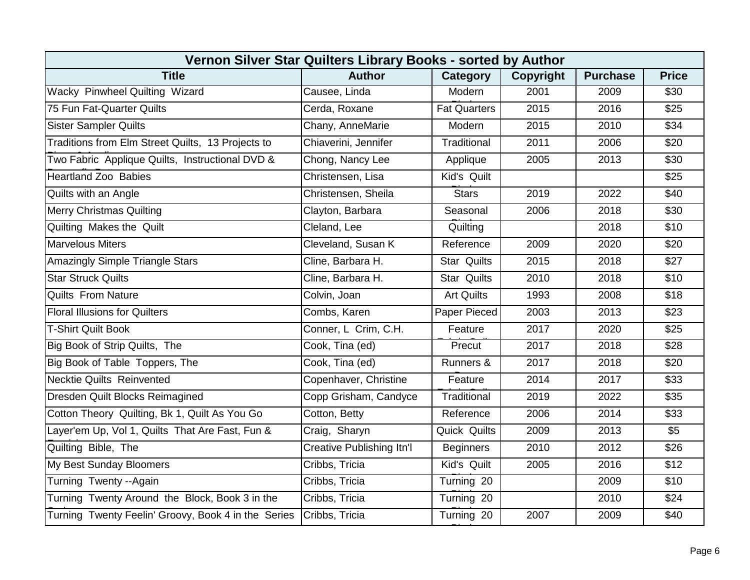| Vernon Silver Star Quilters Library Books - sorted by Author | | | | | |
|---|---|---|---|---|---|
| **Title** | **Author** | **Category** | **Copyright** | **Purchase** | **Price** |
| Wacky Pinwheel Quilting Wizard | Causee, Linda | Modern | 2001 | 2009 | $30 |
| 75 Fun Fat-Quarter Quilts | Cerda, Roxane | Fat Quarters | 2015 | 2016 | $25 |
| Sister Sampler Quilts | Chany, AnneMarie | Modern | 2015 | 2010 | $34 |
| Traditions from Elm Street Quilts, 13 Projects to | Chiaverini, Jennifer | Traditional | 2011 | 2006 | $20 |
| Two Fabric Applique Quilts, Instructional DVD & | Chong, Nancy Lee | Applique | 2005 | 2013 | $30 |
| Heartland Zoo Babies | Christensen, Lisa | Kid's Quilt | | | $25 |
| Quilts with an Angle | Christensen, Sheila | Stars | 2019 | 2022 | $40 |
| Merry Christmas Quilting | Clayton, Barbara | Seasonal | 2006 | 2018 | $30 |
| Quilting Makes the Quilt | Cleland, Lee | Quilting | | 2018 | $10 |
| Marvelous Miters | Cleveland, Susan K | Reference | 2009 | 2020 | $20 |
| Amazingly Simple Triangle Stars | Cline, Barbara H. | Star Quilts | 2015 | 2018 | $27 |
| Star Struck Quilts | Cline, Barbara H. | Star Quilts | 2010 | 2018 | $10 |
| Quilts From Nature | Colvin, Joan | Art Quilts | 1993 | 2008 | $18 |
| Floral Illusions for Quilters | Combs, Karen | Paper Pieced | 2003 | 2013 | $23 |
| T-Shirt Quilt Book | Conner, L Crim, C.H. | Feature | 2017 | 2020 | $25 |
| Big Book of Strip Quilts, The | Cook, Tina (ed) | Precut | 2017 | 2018 | $28 |
| Big Book of Table Toppers, The | Cook, Tina (ed) | Runners & | 2017 | 2018 | $20 |
| Necktie Quilts Reinvented | Copenhaver, Christine | Feature | 2014 | 2017 | $33 |
| Dresden Quilt Blocks Reimagined | Copp Grisham, Candyce | Traditional | 2019 | 2022 | $35 |
| Cotton Theory Quilting, Bk 1, Quilt As You Go | Cotton, Betty | Reference | 2006 | 2014 | $33 |
| Layer'em Up, Vol 1, Quilts That Are Fast, Fun & | Craig, Sharyn | Quick Quilts | 2009 | 2013 | $5 |
| Quilting Bible, The | Creative Publishing Itn'l | Beginners | 2010 | 2012 | $26 |
| My Best Sunday Bloomers | Cribbs, Tricia | Kid's Quilt | 2005 | 2016 | $12 |
| Turning Twenty --Again | Cribbs, Tricia | Turning 20 | | 2009 | $10 |
| Turning Twenty Around the Block, Book 3 in the | Cribbs, Tricia | Turning 20 | | 2010 | $24 |
| Turning Twenty Feelin' Groovy, Book 4 in the Series | Cribbs, Tricia | Turning 20 | 2007 | 2009 | $40 |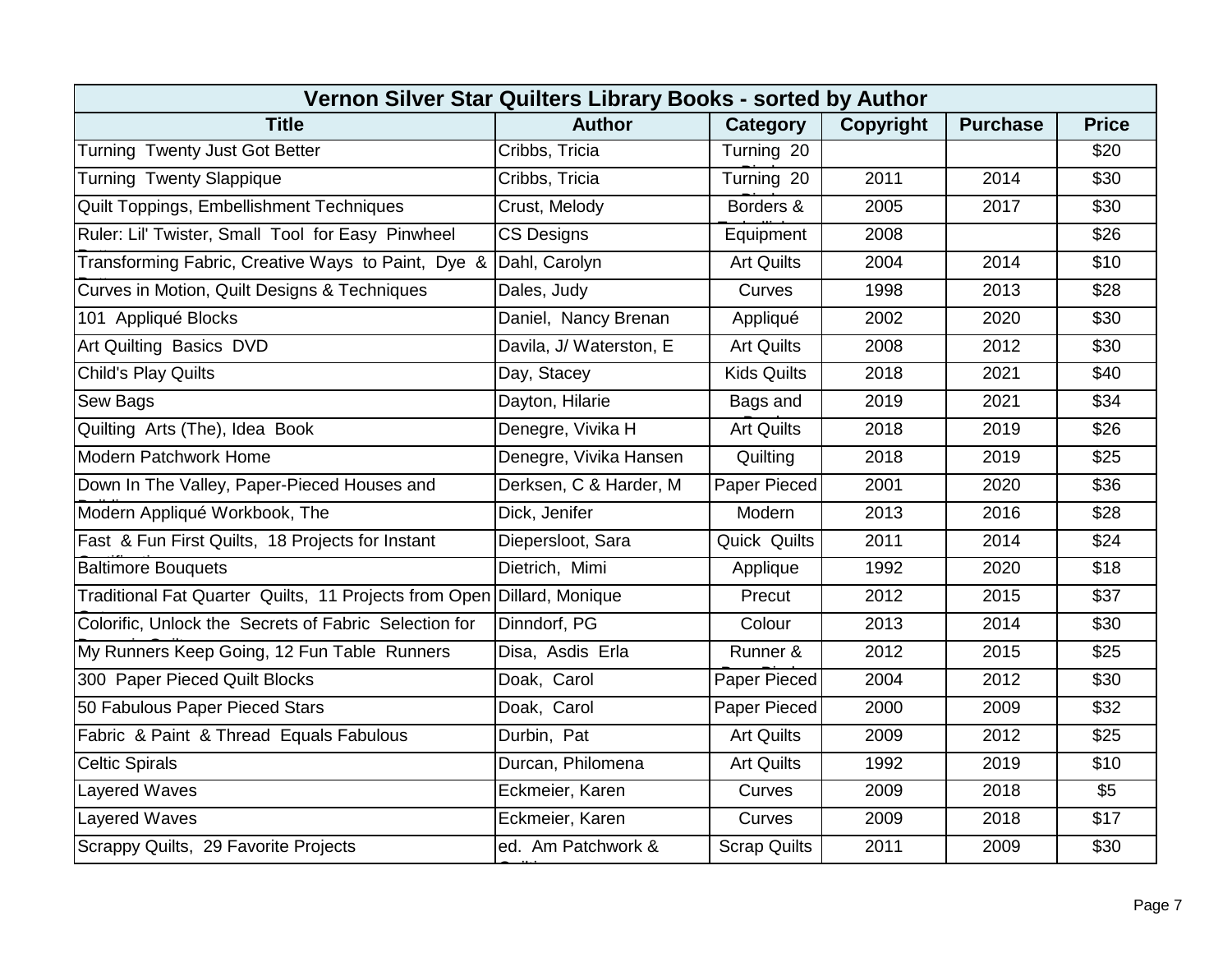| Vernon Silver Star Quilters Library Books - sorted by Author | | | | | |
|---|---|---|---|---|---|
| **Title** | **Author** | **Category** | **Copyright** | **Purchase** | **Price** |
| Turning Twenty Just Got Better | Cribbs, Tricia | Turning 20 | | | $20 |
| Turning Twenty Slappique | Cribbs, Tricia | Turning 20 | 2011 | 2014 | $30 |
| Quilt Toppings, Embellishment Techniques | Crust, Melody | Borders & | 2005 | 2017 | $30 |
| Ruler: Lil' Twister, Small Tool for Easy Pinwheel | CS Designs | Equipment | 2008 | | $26 |
| Transforming Fabric, Creative Ways to Paint, Dye & | Dahl, Carolyn | Art Quilts | 2004 | 2014 | $10 |
| Curves in Motion, Quilt Designs & Techniques | Dales, Judy | Curves | 1998 | 2013 | $28 |
| 101 Appliqué Blocks | Daniel, Nancy Brenan | Appliqué | 2002 | 2020 | $30 |
| Art Quilting Basics DVD | Davila, J/ Waterston, E | Art Quilts | 2008 | 2012 | $30 |
| Child's Play Quilts | Day, Stacey | Kids Quilts | 2018 | 2021 | $40 |
| Sew Bags | Dayton, Hilarie | Bags and | 2019 | 2021 | $34 |
| Quilting Arts (The), Idea Book | Denegre, Vivika H | Art Quilts | 2018 | 2019 | $26 |
| Modern Patchwork Home | Denegre, Vivika Hansen | Quilting | 2018 | 2019 | $25 |
| Down In The Valley, Paper-Pieced Houses and | Derksen, C & Harder, M | Paper Pieced | 2001 | 2020 | $36 |
| Modern Appliqué Workbook, The | Dick, Jenifer | Modern | 2013 | 2016 | $28 |
| Fast & Fun First Quilts, 18 Projects for Instant | Diepersloot, Sara | Quick Quilts | 2011 | 2014 | $24 |
| Baltimore Bouquets | Dietrich, Mimi | Applique | 1992 | 2020 | $18 |
| Traditional Fat Quarter Quilts, 11 Projects from Open | Dillard, Monique | Precut | 2012 | 2015 | $37 |
| Colorific, Unlock the Secrets of Fabric Selection for | Dinndorf, PG | Colour | 2013 | 2014 | $30 |
| My Runners Keep Going, 12 Fun Table Runners | Disa, Asdis Erla | Runner & | 2012 | 2015 | $25 |
| 300 Paper Pieced Quilt Blocks | Doak, Carol | Paper Pieced | 2004 | 2012 | $30 |
| 50 Fabulous Paper Pieced Stars | Doak, Carol | Paper Pieced | 2000 | 2009 | $32 |
| Fabric & Paint & Thread Equals Fabulous | Durbin, Pat | Art Quilts | 2009 | 2012 | $25 |
| Celtic Spirals | Durcan, Philomena | Art Quilts | 1992 | 2019 | $10 |
| Layered Waves | Eckmeier, Karen | Curves | 2009 | 2018 | $5 |
| Layered Waves | Eckmeier, Karen | Curves | 2009 | 2018 | $17 |
| Scrappy Quilts, 29 Favorite Projects | ed. Am Patchwork & | Scrap Quilts | 2011 | 2009 | $30 |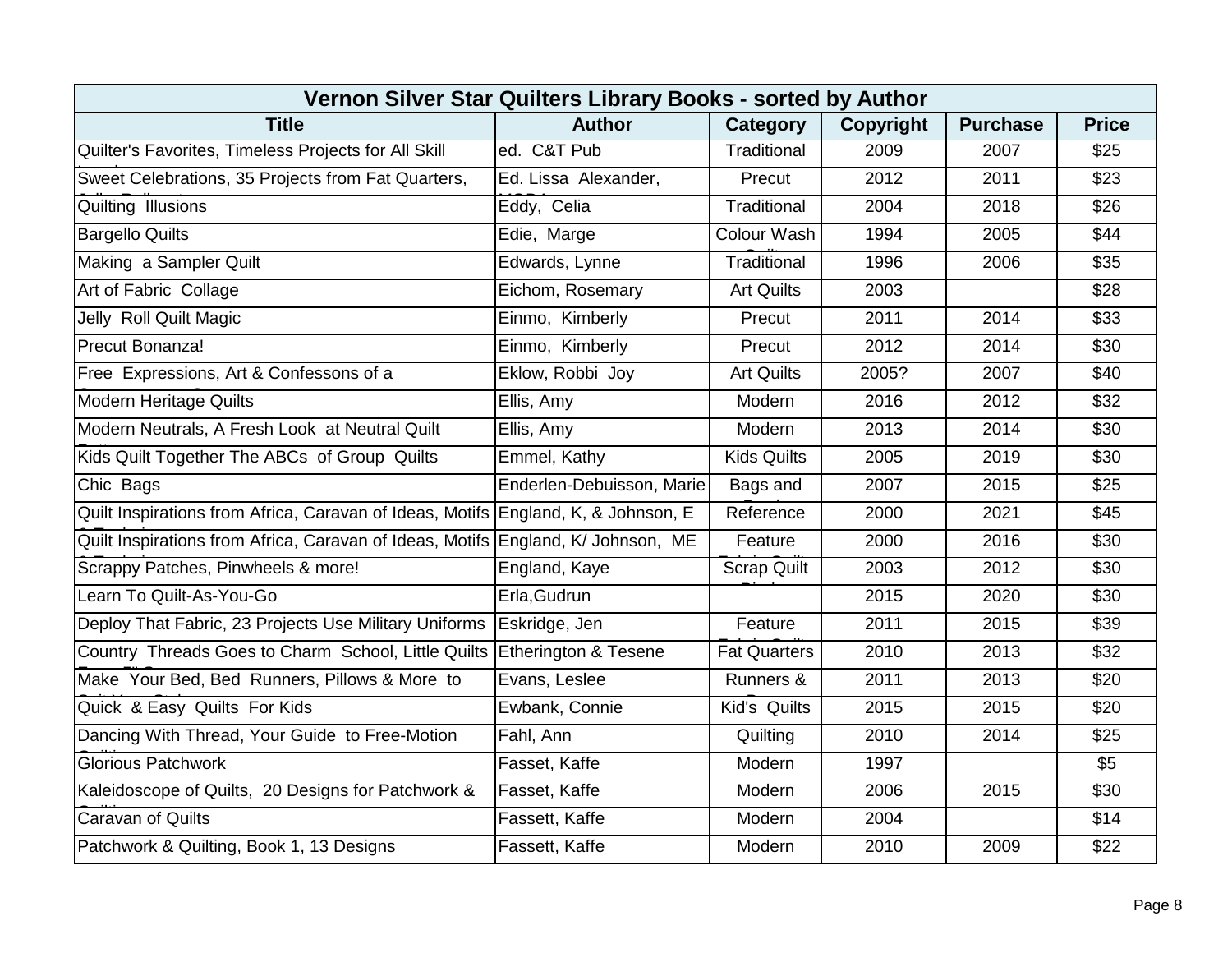| Vernon Silver Star Quilters Library Books - sorted by Author | | | | | |
|---|---|---|---|---|---|
| **Title** | **Author** | **Category** | **Copyright** | **Purchase** | **Price** |
| Quilter's Favorites, Timeless Projects for All Skill | ed. C&T Pub | Traditional | 2009 | 2007 | $25 |
| Sweet Celebrations, 35 Projects from Fat Quarters, | Ed. Lissa Alexander, | Precut | 2012 | 2011 | $23 |
| Quilting Illusions | Eddy, Celia | Traditional | 2004 | 2018 | $26 |
| Bargello Quilts | Edie, Marge | Colour Wash | 1994 | 2005 | $44 |
| Making a Sampler Quilt | Edwards, Lynne | Traditional | 1996 | 2006 | $35 |
| Art of Fabric Collage | Eichom, Rosemary | Art Quilts | 2003 | | $28 |
| Jelly Roll Quilt Magic | Einmo, Kimberly | Precut | 2011 | 2014 | $33 |
| Precut Bonanza! | Einmo, Kimberly | Precut | 2012 | 2014 | $30 |
| Free Expressions, Art & Confessons of a | Eklow, Robbi Joy | Art Quilts | 2005? | 2007 | $40 |
| Modern Heritage Quilts | Ellis, Amy | Modern | 2016 | 2012 | $32 |
| Modern Neutrals, A Fresh Look at Neutral Quilt | Ellis, Amy | Modern | 2013 | 2014 | $30 |
| Kids Quilt Together The ABCs of Group Quilts | Emmel, Kathy | Kids Quilts | 2005 | 2019 | $30 |
| Chic Bags | Enderlen-Debuisson, Marie | Bags and | 2007 | 2015 | $25 |
| Quilt Inspirations from Africa, Caravan of Ideas, Motifs | England, K, & Johnson, E | Reference | 2000 | 2021 | $45 |
| Quilt Inspirations from Africa, Caravan of Ideas, Motifs | England, K/ Johnson, ME | Feature | 2000 | 2016 | $30 |
| Scrappy Patches, Pinwheels & more! | England, Kaye | Scrap Quilt | 2003 | 2012 | $30 |
| Learn To Quilt-As-You-Go | Erla,Gudrun | | 2015 | 2020 | $30 |
| Deploy That Fabric, 23 Projects Use Military Uniforms | Eskridge, Jen | Feature | 2011 | 2015 | $39 |
| Country Threads Goes to Charm School, Little Quilts | Etherington & Tesene | Fat Quarters | 2010 | 2013 | $32 |
| Make Your Bed, Bed Runners, Pillows & More to | Evans, Leslee | Runners & | 2011 | 2013 | $20 |
| Quick & Easy Quilts For Kids | Ewbank, Connie | Kid's Quilts | 2015 | 2015 | $20 |
| Dancing With Thread, Your Guide to Free-Motion | Fahl, Ann | Quilting | 2010 | 2014 | $25 |
| Glorious Patchwork | Fasset, Kaffe | Modern | 1997 | | $5 |
| Kaleidoscope of Quilts, 20 Designs for Patchwork & | Fasset, Kaffe | Modern | 2006 | 2015 | $30 |
| Caravan of Quilts | Fassett, Kaffe | Modern | 2004 | | $14 |
| Patchwork & Quilting, Book 1, 13 Designs | Fassett, Kaffe | Modern | 2010 | 2009 | $22 |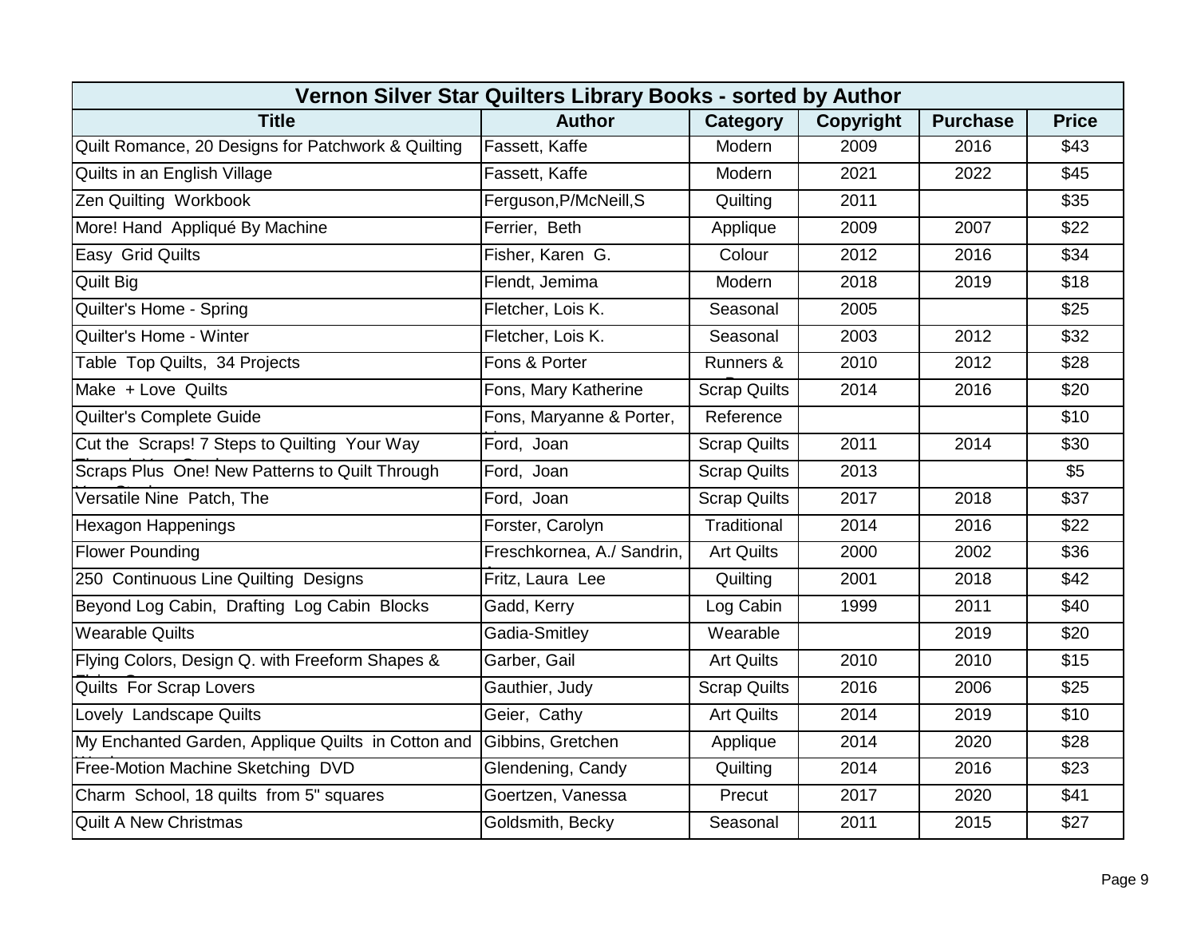| Vernon Silver Star Quilters Library Books - sorted by Author | | | | | |
|---|---|---|---|---|---|
| **Title** | **Author** | **Category** | **Copyright** | **Purchase** | **Price** |
| Quilt Romance, 20 Designs for Patchwork & Quilting | Fassett, Kaffe | Modern | 2009 | 2016 | $43 |
| Quilts in an English Village | Fassett, Kaffe | Modern | 2021 | 2022 | $45 |
| Zen Quilting Workbook | Ferguson,P/McNeill,S | Quilting | 2011 | | $35 |
| More! Hand Appliqué By Machine | Ferrier, Beth | Applique | 2009 | 2007 | $22 |
| Easy Grid Quilts | Fisher, Karen G. | Colour | 2012 | 2016 | $34 |
| Quilt Big | Flendt, Jemima | Modern | 2018 | 2019 | $18 |
| Quilter's Home - Spring | Fletcher, Lois K. | Seasonal | 2005 | | $25 |
| Quilter's Home - Winter | Fletcher, Lois K. | Seasonal | 2003 | 2012 | $32 |
| Table Top Quilts, 34 Projects | Fons & Porter | Runners & | 2010 | 2012 | $28 |
| Make + Love Quilts | Fons, Mary Katherine | Scrap Quilts | 2014 | 2016 | $20 |
| Quilter's Complete Guide | Fons, Maryanne & Porter, | Reference | | | $10 |
| Cut the Scraps! 7 Steps to Quilting Your Way | Ford, Joan | Scrap Quilts | 2011 | 2014 | $30 |
| Scraps Plus One! New Patterns to Quilt Through | Ford, Joan | Scrap Quilts | 2013 | | $5 |
| Versatile Nine Patch, The | Ford, Joan | Scrap Quilts | 2017 | 2018 | $37 |
| Hexagon Happenings | Forster, Carolyn | Traditional | 2014 | 2016 | $22 |
| Flower Pounding | Freschkornea, A./ Sandrin, | Art Quilts | 2000 | 2002 | $36 |
| 250 Continuous Line Quilting Designs | Fritz, Laura Lee | Quilting | 2001 | 2018 | $42 |
| Beyond Log Cabin, Drafting Log Cabin Blocks | Gadd, Kerry | Log Cabin | 1999 | 2011 | $40 |
| Wearable Quilts | Gadia-Smitley | Wearable | | 2019 | $20 |
| Flying Colors, Design Q. with Freeform Shapes & | Garber, Gail | Art Quilts | 2010 | 2010 | $15 |
| Quilts For Scrap Lovers | Gauthier, Judy | Scrap Quilts | 2016 | 2006 | $25 |
| Lovely Landscape Quilts | Geier, Cathy | Art Quilts | 2014 | 2019 | $10 |
| My Enchanted Garden, Applique Quilts in Cotton and | Gibbins, Gretchen | Applique | 2014 | 2020 | $28 |
| Free-Motion Machine Sketching DVD | Glendening, Candy | Quilting | 2014 | 2016 | $23 |
| Charm School, 18 quilts from 5" squares | Goertzen, Vanessa | Precut | 2017 | 2020 | $41 |
| Quilt A New Christmas | Goldsmith, Becky | Seasonal | 2011 | 2015 | $27 |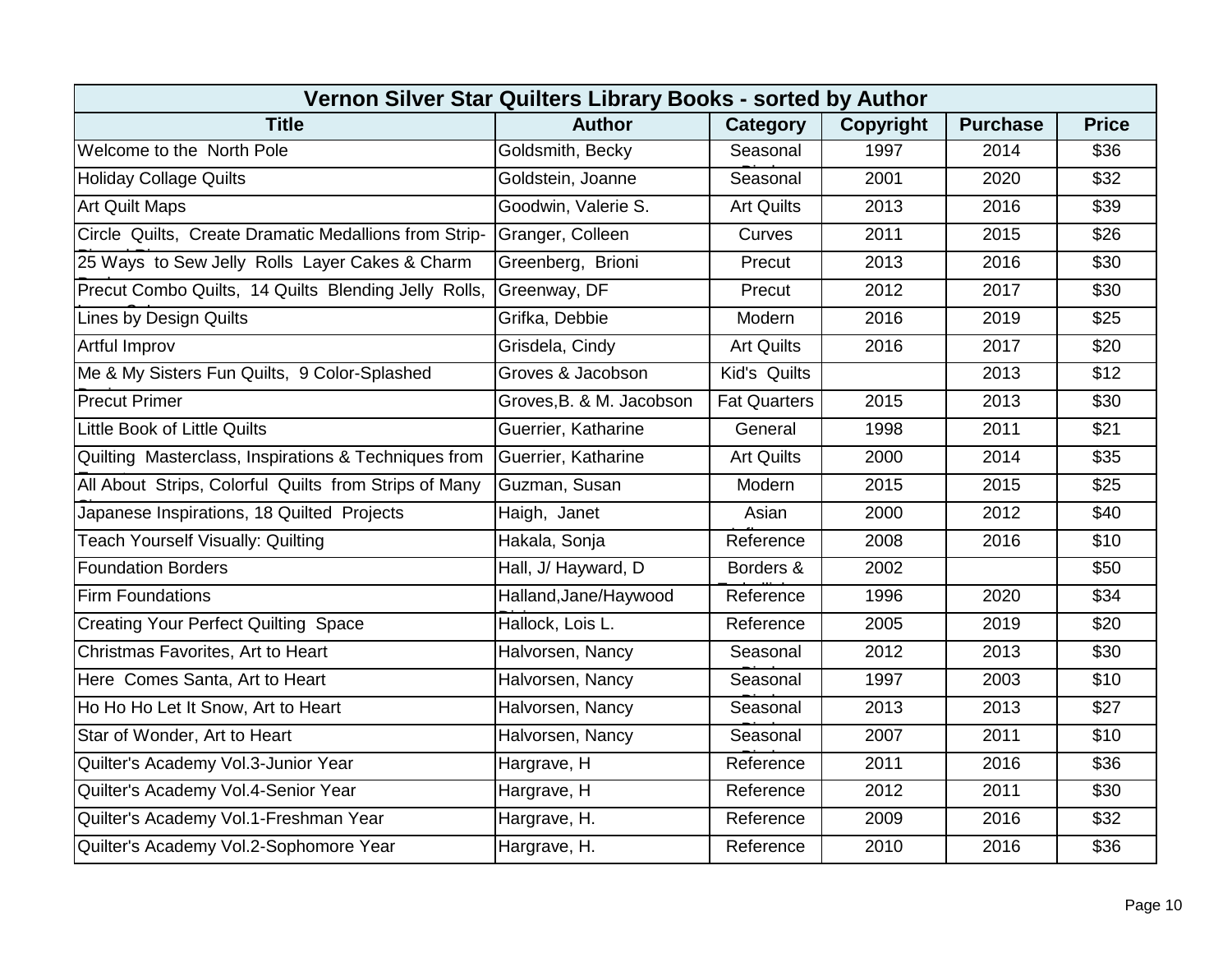| Vernon Silver Star Quilters Library Books - sorted by Author | | | | | |
|---|---|---|---|---|---|
| **Title** | **Author** | **Category** | **Copyright** | **Purchase** | **Price** |
| Welcome to the North Pole | Goldsmith, Becky | Seasonal | 1997 | 2014 | $36 |
| Holiday Collage Quilts | Goldstein, Joanne | Seasonal | 2001 | 2020 | $32 |
| Art Quilt Maps | Goodwin, Valerie S. | Art Quilts | 2013 | 2016 | $39 |
| Circle Quilts, Create Dramatic Medallions from Strip- | Granger, Colleen | Curves | 2011 | 2015 | $26 |
| 25 Ways to Sew Jelly Rolls Layer Cakes & Charm | Greenberg, Brioni | Precut | 2013 | 2016 | $30 |
| Precut Combo Quilts, 14 Quilts Blending Jelly Rolls, | Greenway, DF | Precut | 2012 | 2017 | $30 |
| Lines by Design Quilts | Grifka, Debbie | Modern | 2016 | 2019 | $25 |
| Artful Improv | Grisdela, Cindy | Art Quilts | 2016 | 2017 | $20 |
| Me & My Sisters Fun Quilts, 9 Color-Splashed | Groves & Jacobson | Kid's Quilts | | 2013 | $12 |
| Precut Primer | Groves,B. & M. Jacobson | Fat Quarters | 2015 | 2013 | $30 |
| Little Book of Little Quilts | Guerrier, Katharine | General | 1998 | 2011 | $21 |
| Quilting Masterclass, Inspirations & Techniques from | Guerrier, Katharine | Art Quilts | 2000 | 2014 | $35 |
| All About Strips, Colorful Quilts from Strips of Many | Guzman, Susan | Modern | 2015 | 2015 | $25 |
| Japanese Inspirations, 18 Quilted Projects | Haigh, Janet | Asian | 2000 | 2012 | $40 |
| Teach Yourself Visually: Quilting | Hakala, Sonja | Reference | 2008 | 2016 | $10 |
| Foundation Borders | Hall, J/ Hayward, D | Borders & | 2002 | | $50 |
| Firm Foundations | Halland,Jane/Haywood | Reference | 1996 | 2020 | $34 |
| Creating Your Perfect Quilting Space | Hallock, Lois L. | Reference | 2005 | 2019 | $20 |
| Christmas Favorites, Art to Heart | Halvorsen, Nancy | Seasonal | 2012 | 2013 | $30 |
| Here Comes Santa, Art to Heart | Halvorsen, Nancy | Seasonal | 1997 | 2003 | $10 |
| Ho Ho Ho Let It Snow, Art to Heart | Halvorsen, Nancy | Seasonal | 2013 | 2013 | $27 |
| Star of Wonder, Art to Heart | Halvorsen, Nancy | Seasonal | 2007 | 2011 | $10 |
| Quilter's Academy Vol.3-Junior Year | Hargrave, H | Reference | 2011 | 2016 | $36 |
| Quilter's Academy Vol.4-Senior Year | Hargrave, H | Reference | 2012 | 2011 | $30 |
| Quilter's Academy Vol.1-Freshman Year | Hargrave, H. | Reference | 2009 | 2016 | $32 |
| Quilter's Academy Vol.2-Sophomore Year | Hargrave, H. | Reference | 2010 | 2016 | $36 |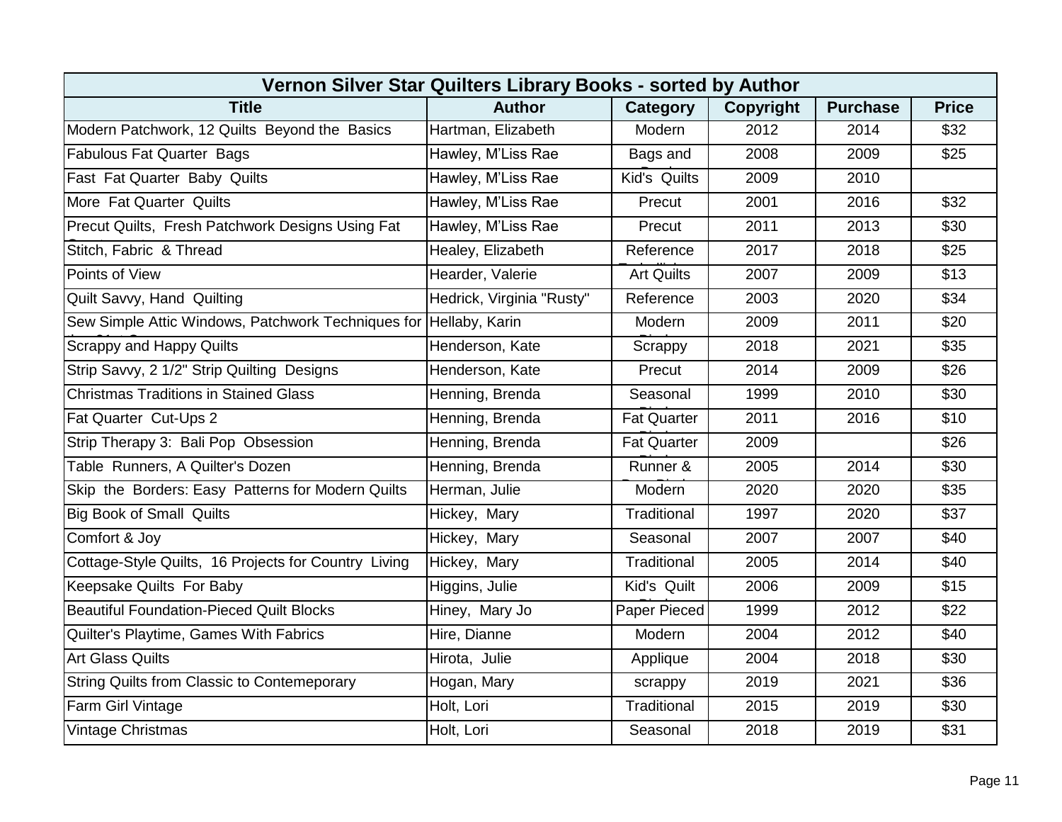| Vernon Silver Star Quilters Library Books - sorted by Author | | | | | |
|---|---|---|---|---|---|
| **Title** | **Author** | **Category** | **Copyright** | **Purchase** | **Price** |
| Modern Patchwork, 12 Quilts Beyond the Basics | Hartman, Elizabeth | Modern | 2012 | 2014 | $32 |
| Fabulous Fat Quarter Bags | Hawley, M'Liss Rae | Bags and | 2008 | 2009 | $25 |
| Fast Fat Quarter Baby Quilts | Hawley, M'Liss Rae | Kid's Quilts | 2009 | 2010 | |
| More Fat Quarter Quilts | Hawley, M'Liss Rae | Precut | 2001 | 2016 | $32 |
| Precut Quilts, Fresh Patchwork Designs Using Fat | Hawley, M'Liss Rae | Precut | 2011 | 2013 | $30 |
| Stitch, Fabric & Thread | Healey, Elizabeth | Reference | 2017 | 2018 | $25 |
| Points of View | Hearder, Valerie | Art Quilts | 2007 | 2009 | $13 |
| Quilt Savvy, Hand Quilting | Hedrick, Virginia "Rusty" | Reference | 2003 | 2020 | $34 |
| Sew Simple Attic Windows, Patchwork Techniques for | Hellaby, Karin | Modern | 2009 | 2011 | $20 |
| Scrappy and Happy Quilts | Henderson, Kate | Scrappy | 2018 | 2021 | $35 |
| Strip Savvy, 2 1/2" Strip Quilting Designs | Henderson, Kate | Precut | 2014 | 2009 | $26 |
| Christmas Traditions in Stained Glass | Henning, Brenda | Seasonal | 1999 | 2010 | $30 |
| Fat Quarter Cut-Ups 2 | Henning, Brenda | Fat Quarter | 2011 | 2016 | $10 |
| Strip Therapy 3: Bali Pop Obsession | Henning, Brenda | Fat Quarter | 2009 | | $26 |
| Table Runners, A Quilter's Dozen | Henning, Brenda | Runner & | 2005 | 2014 | $30 |
| Skip the Borders: Easy Patterns for Modern Quilts | Herman, Julie | Modern | 2020 | 2020 | $35 |
| Big Book of Small Quilts | Hickey, Mary | Traditional | 1997 | 2020 | $37 |
| Comfort & Joy | Hickey, Mary | Seasonal | 2007 | 2007 | $40 |
| Cottage-Style Quilts, 16 Projects for Country Living | Hickey, Mary | Traditional | 2005 | 2014 | $40 |
| Keepsake Quilts For Baby | Higgins, Julie | Kid's Quilt | 2006 | 2009 | $15 |
| Beautiful Foundation-Pieced Quilt Blocks | Hiney, Mary Jo | Paper Pieced | 1999 | 2012 | $22 |
| Quilter's Playtime, Games With Fabrics | Hire, Dianne | Modern | 2004 | 2012 | $40 |
| Art Glass Quilts | Hirota, Julie | Applique | 2004 | 2018 | $30 |
| String Quilts from Classic to Contemeporary | Hogan, Mary | scrappy | 2019 | 2021 | $36 |
| Farm Girl Vintage | Holt, Lori | Traditional | 2015 | 2019 | $30 |
| Vintage Christmas | Holt, Lori | Seasonal | 2018 | 2019 | $31 |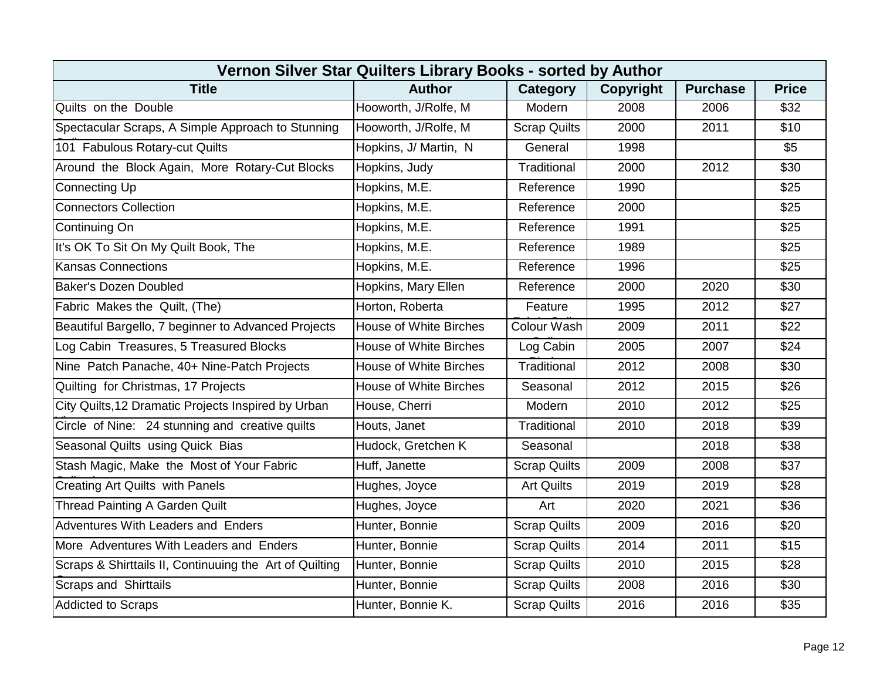| Vernon Silver Star Quilters Library Books - sorted by Author | | | | | |
|---|---|---|---|---|---|
| **Title** | **Author** | **Category** | **Copyright** | **Purchase** | **Price** |
| Quilts on the Double | Hooworth, J/Rolfe, M | Modern | 2008 | 2006 | $32 |
| Spectacular Scraps, A Simple Approach to Stunning Quilts | Hooworth, J/Rolfe, M | Scrap Quilts | 2000 | 2011 | $10 |
| 101 Fabulous Rotary-cut Quilts | Hopkins, J/ Martin, N | General | 1998 | | $5 |
| Around the Block Again, More Rotary-Cut Blocks | Hopkins, Judy | Traditional | 2000 | 2012 | $30 |
| Connecting Up | Hopkins, M.E. | Reference | 1990 | | $25 |
| Connectors Collection | Hopkins, M.E. | Reference | 2000 | | $25 |
| Continuing On | Hopkins, M.E. | Reference | 1991 | | $25 |
| It's OK To Sit On My Quilt Book, The | Hopkins, M.E. | Reference | 1989 | | $25 |
| Kansas Connections | Hopkins, M.E. | Reference | 1996 | | $25 |
| Baker's Dozen Doubled | Hopkins, Mary Ellen | Reference | 2000 | 2020 | $30 |
| Fabric Makes the Quilt, (The) | Horton, Roberta | Feature Fabric Quilts | 1995 | 2012 | $27 |
| Beautiful Bargello, 7 beginner to Advanced Projects | House of White Birches | Colour Wash Quilts | 2009 | 2011 | $22 |
| Log Cabin Treasures, 5 Treasured Blocks | House of White Birches | Log Cabin Blocks | 2005 | 2007 | $24 |
| Nine Patch Panache, 40+ Nine-Patch Projects | House of White Birches | Traditional | 2012 | 2008 | $30 |
| Quilting for Christmas, 17 Projects | House of White Birches | Seasonal | 2012 | 2015 | $26 |
| City Quilts,12 Dramatic Projects Inspired by Urban Views | House, Cherri | Modern | 2010 | 2012 | $25 |
| Circle of Nine: 24 stunning and creative quilts | Houts, Janet | Traditional | 2010 | 2018 | $39 |
| Seasonal Quilts using Quick Bias | Hudock, Gretchen K | Seasonal | | 2018 | $38 |
| Stash Magic, Make the Most of Your Fabric Collection | Huff, Janette | Scrap Quilts | 2009 | 2008 | $37 |
| Creating Art Quilts with Panels | Hughes, Joyce | Art Quilts | 2019 | 2019 | $28 |
| Thread Painting A Garden Quilt | Hughes, Joyce | Art | 2020 | 2021 | $36 |
| Adventures With Leaders and Enders | Hunter, Bonnie | Scrap Quilts | 2009 | 2016 | $20 |
| More Adventures With Leaders and Enders | Hunter, Bonnie | Scrap Quilts | 2014 | 2011 | $15 |
| Scraps & Shirttails II, Continuuing the Art of Quilting Scraps | Hunter, Bonnie | Scrap Quilts | 2010 | 2015 | $28 |
| Scraps and Shirttails | Hunter, Bonnie | Scrap Quilts | 2008 | 2016 | $30 |
| Addicted to Scraps | Hunter, Bonnie K. | Scrap Quilts | 2016 | 2016 | $35 |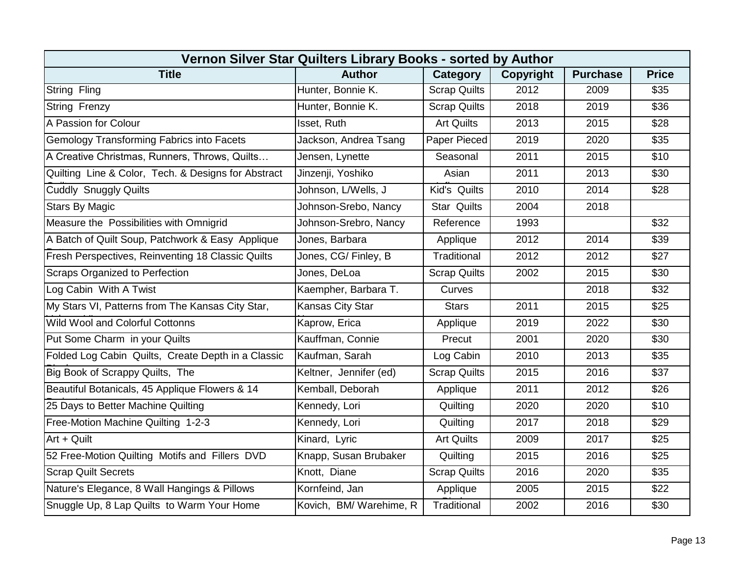| Vernon Silver Star Quilters Library Books - sorted by Author | | | | | |
|---|---|---|---|---|---|
| **Title** | **Author** | **Category** | **Copyright** | **Purchase** | **Price** |
| String Fling | Hunter, Bonnie K. | Scrap Quilts | 2012 | 2009 | $35 |
| String Frenzy | Hunter, Bonnie K. | Scrap Quilts | 2018 | 2019 | $36 |
| A Passion for Colour | Isset, Ruth | Art Quilts | 2013 | 2015 | $28 |
| Gemology Transforming Fabrics into Facets | Jackson, Andrea Tsang | Paper Pieced | 2019 | 2020 | $35 |
| A Creative Christmas, Runners, Throws, Quilts… | Jensen, Lynette | Seasonal | 2011 | 2015 | $10 |
| Quilting Line & Color, Tech. & Designs for Abstract | Jinzenji, Yoshiko | Asian | 2011 | 2013 | $30 |
| Cuddly Snuggly Quilts | Johnson, L/Wells, J | Kid's Quilts | 2010 | 2014 | $28 |
| Stars By Magic | Johnson-Srebo, Nancy | Star Quilts | 2004 | 2018 | |
| Measure the Possibilities with Omnigrid | Johnson-Srebro, Nancy | Reference | 1993 | | $32 |
| A Batch of Quilt Soup, Patchwork & Easy Applique | Jones, Barbara | Applique | 2012 | 2014 | $39 |
| Fresh Perspectives, Reinventing 18 Classic Quilts | Jones, CG/ Finley, B | Traditional | 2012 | 2012 | $27 |
| Scraps Organized to Perfection | Jones, DeLoa | Scrap Quilts | 2002 | 2015 | $30 |
| Log Cabin With A Twist | Kaempher, Barbara T. | Curves | | 2018 | $32 |
| My Stars VI, Patterns from The Kansas City Star, | Kansas City Star | Stars | 2011 | 2015 | $25 |
| Wild Wool and Colorful Cottonns | Kaprow, Erica | Applique | 2019 | 2022 | $30 |
| Put Some Charm in your Quilts | Kauffman, Connie | Precut | 2001 | 2020 | $30 |
| Folded Log Cabin Quilts, Create Depth in a Classic | Kaufman, Sarah | Log Cabin | 2010 | 2013 | $35 |
| Big Book of Scrappy Quilts, The | Keltner, Jennifer (ed) | Scrap Quilts | 2015 | 2016 | $37 |
| Beautiful Botanicals, 45 Applique Flowers & 14 | Kemball, Deborah | Applique | 2011 | 2012 | $26 |
| 25 Days to Better Machine Quilting | Kennedy, Lori | Quilting | 2020 | 2020 | $10 |
| Free-Motion Machine Quilting 1-2-3 | Kennedy, Lori | Quilting | 2017 | 2018 | $29 |
| Art + Quilt | Kinard, Lyric | Art Quilts | 2009 | 2017 | $25 |
| 52 Free-Motion Quilting Motifs and Fillers DVD | Knapp, Susan Brubaker | Quilting | 2015 | 2016 | $25 |
| Scrap Quilt Secrets | Knott, Diane | Scrap Quilts | 2016 | 2020 | $35 |
| Nature's Elegance, 8 Wall Hangings & Pillows | Kornfeind, Jan | Applique | 2005 | 2015 | $22 |
| Snuggle Up, 8 Lap Quilts to Warm Your Home | Kovich, BM/ Warehime, R | Traditional | 2002 | 2016 | $30 |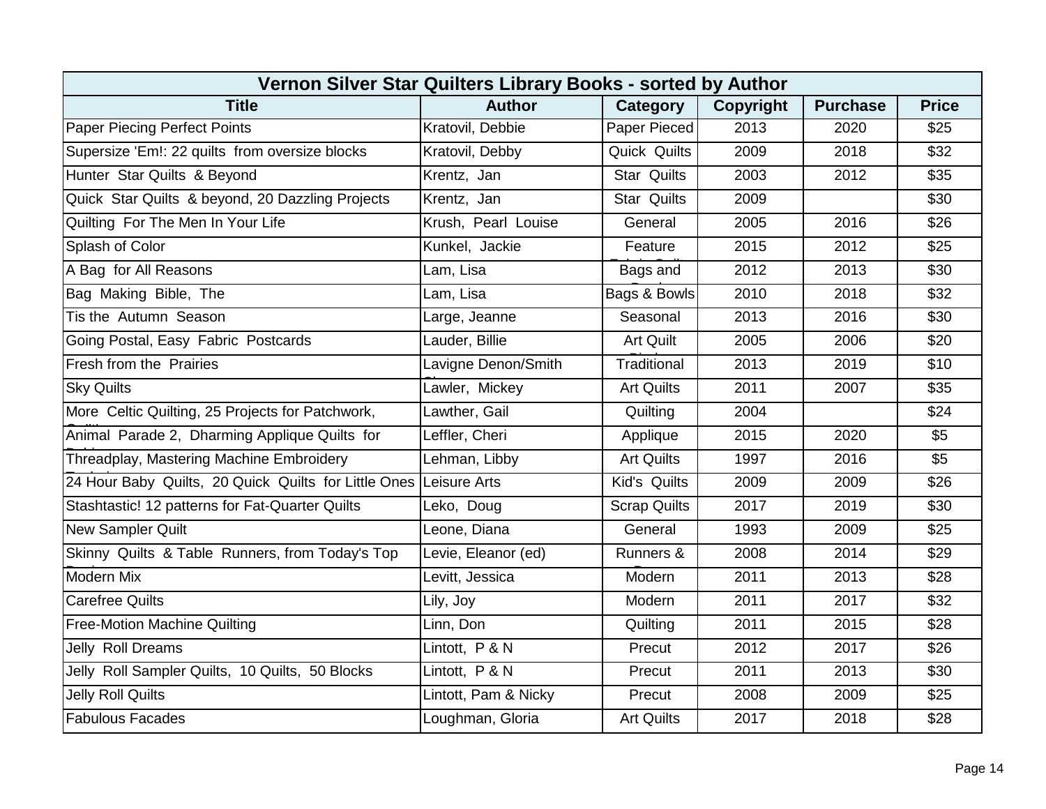| Vernon Silver Star Quilters Library Books - sorted by Author | | | | | |
|---|---|---|---|---|---|
| **Title** | **Author** | **Category** | **Copyright** | **Purchase** | **Price** |
| Paper Piecing Perfect Points | Kratovil, Debbie | Paper Pieced | 2013 | 2020 | $25 |
| Supersize 'Em!: 22 quilts from oversize blocks | Kratovil, Debby | Quick Quilts | 2009 | 2018 | $32 |
| Hunter Star Quilts & Beyond | Krentz, Jan | Star Quilts | 2003 | 2012 | $35 |
| Quick Star Quilts & beyond, 20 Dazzling Projects | Krentz, Jan | Star Quilts | 2009 | | $30 |
| Quilting For The Men In Your Life | Krush, Pearl Louise | General | 2005 | 2016 | $26 |
| Splash of Color | Kunkel, Jackie | Feature | 2015 | 2012 | $25 |
| A Bag for All Reasons | Lam, Lisa | Bags and | 2012 | 2013 | $30 |
| Bag Making Bible, The | Lam, Lisa | Bags & Bowls | 2010 | 2018 | $32 |
| Tis the Autumn Season | Large, Jeanne | Seasonal | 2013 | 2016 | $30 |
| Going Postal, Easy Fabric Postcards | Lauder, Billie | Art Quilt | 2005 | 2006 | $20 |
| Fresh from the Prairies | Lavigne Denon/Smith | Traditional | 2013 | 2019 | $10 |
| Sky Quilts | Lawler, Mickey | Art Quilts | 2011 | 2007 | $35 |
| More Celtic Quilting, 25 Projects for Patchwork, | Lawther, Gail | Quilting | 2004 | | $24 |
| Animal Parade 2, Dharming Applique Quilts for | Leffler, Cheri | Applique | 2015 | 2020 | $5 |
| Threadplay, Mastering Machine Embroidery | Lehman, Libby | Art Quilts | 1997 | 2016 | $5 |
| 24 Hour Baby Quilts, 20 Quick Quilts for Little Ones | Leisure Arts | Kid's Quilts | 2009 | 2009 | $26 |
| Stashtastic! 12 patterns for Fat-Quarter Quilts | Leko, Doug | Scrap Quilts | 2017 | 2019 | $30 |
| New Sampler Quilt | Leone, Diana | General | 1993 | 2009 | $25 |
| Skinny Quilts & Table Runners, from Today's Top | Levie, Eleanor (ed) | Runners & | 2008 | 2014 | $29 |
| Modern Mix | Levitt, Jessica | Modern | 2011 | 2013 | $28 |
| Carefree Quilts | Lily, Joy | Modern | 2011 | 2017 | $32 |
| Free-Motion Machine Quilting | Linn, Don | Quilting | 2011 | 2015 | $28 |
| Jelly Roll Dreams | Lintott, P & N | Precut | 2012 | 2017 | $26 |
| Jelly Roll Sampler Quilts, 10 Quilts, 50 Blocks | Lintott, P & N | Precut | 2011 | 2013 | $30 |
| Jelly Roll Quilts | Lintott, Pam & Nicky | Precut | 2008 | 2009 | $25 |
| Fabulous Facades | Loughman, Gloria | Art Quilts | 2017 | 2018 | $28 |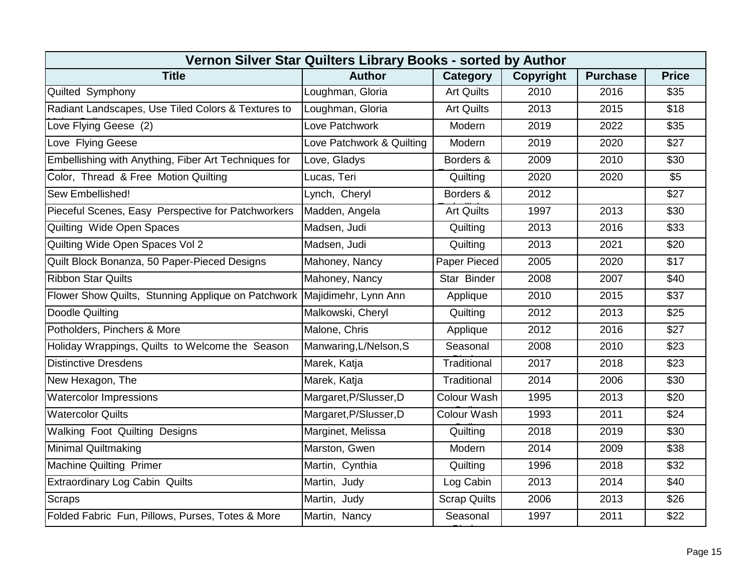| Vernon Silver Star Quilters Library Books - sorted by Author | | | | | |
|---|---|---|---|---|---|
| **Title** | **Author** | **Category** | **Copyright** | **Purchase** | **Price** |
| Quilted Symphony | Loughman, Gloria | Art Quilts | 2010 | 2016 | $35 |
| Radiant Landscapes, Use Tiled Colors & Textures to Make Quilts | Loughman, Gloria | Art Quilts | 2013 | 2015 | $18 |
| Love Flying Geese (2) | Love Patchwork | Modern | 2019 | 2022 | $35 |
| Love Flying Geese | Love Patchwork & Quilting | Modern | 2019 | 2020 | $27 |
| Embellishing with Anything, Fiber Art Techniques for Quilts | Love, Gladys | Borders & Embellish | 2009 | 2010 | $30 |
| Color, Thread & Free Motion Quilting | Lucas, Teri | Quilting | 2020 | 2020 | $5 |
| Sew Embellished! | Lynch, Cheryl | Borders & Embellish | 2012 | | $27 |
| Pieceful Scenes, Easy Perspective for Patchworkers | Madden, Angela | Art Quilts | 1997 | 2013 | $30 |
| Quilting Wide Open Spaces | Madsen, Judi | Quilting | 2013 | 2016 | $33 |
| Quilting Wide Open Spaces Vol 2 | Madsen, Judi | Quilting | 2013 | 2021 | $20 |
| Quilt Block Bonanza, 50 Paper-Pieced Designs | Mahoney, Nancy | Paper Pieced | 2005 | 2020 | $17 |
| Ribbon Star Quilts | Mahoney, Nancy | Star Binder | 2008 | 2007 | $40 |
| Flower Show Quilts, Stunning Applique on Patchwork | Majidimehr, Lynn Ann | Applique | 2010 | 2015 | $37 |
| Doodle Quilting | Malkowski, Cheryl | Quilting | 2012 | 2013 | $25 |
| Potholders, Pinchers & More | Malone, Chris | Applique | 2012 | 2016 | $27 |
| Holiday Wrappings, Quilts to Welcome the Season | Manwaring,L/Nelson,S | Seasonal Binder | 2008 | 2010 | $23 |
| Distinctive Dresdens | Marek, Katja | Traditional | 2017 | 2018 | $23 |
| New Hexagon, The | Marek, Katja | Traditional | 2014 | 2006 | $30 |
| Watercolor Impressions | Margaret,P/Slusser,D | Colour Wash Quilts | 1995 | 2013 | $20 |
| Watercolor Quilts | Margaret,P/Slusser,D | Colour Wash Quilts | 1993 | 2011 | $24 |
| Walking Foot Quilting Designs | Marginet, Melissa | Quilting | 2018 | 2019 | $30 |
| Minimal Quiltmaking | Marston, Gwen | Modern | 2014 | 2009 | $38 |
| Machine Quilting Primer | Martin, Cynthia | Quilting | 1996 | 2018 | $32 |
| Extraordinary Log Cabin Quilts | Martin, Judy | Log Cabin | 2013 | 2014 | $40 |
| Scraps | Martin, Judy | Scrap Quilts | 2006 | 2013 | $26 |
| Folded Fabric Fun, Pillows, Purses, Totes & More | Martin, Nancy | Seasonal Binder | 1997 | 2011 | $22 |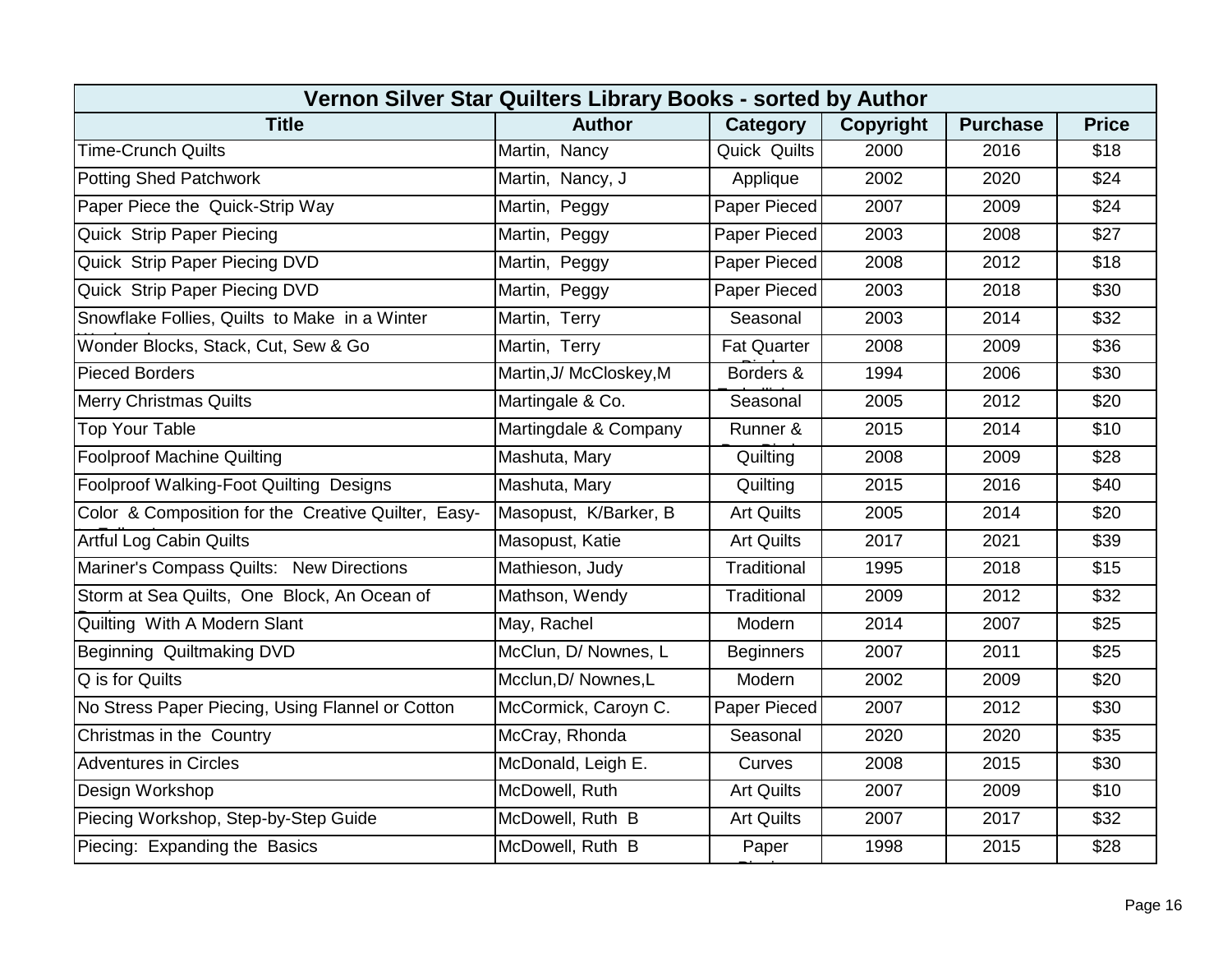| Vernon Silver Star Quilters Library Books - sorted by Author | | | | | |
|---|---|---|---|---|---|
| **Title** | **Author** | **Category** | **Copyright** | **Purchase** | **Price** |
| Time-Crunch Quilts | Martin, Nancy | Quick Quilts | 2000 | 2016 | $18 |
| Potting Shed Patchwork | Martin, Nancy, J | Applique | 2002 | 2020 | $24 |
| Paper Piece the Quick-Strip Way | Martin, Peggy | Paper Pieced | 2007 | 2009 | $24 |
| Quick Strip Paper Piecing | Martin, Peggy | Paper Pieced | 2003 | 2008 | $27 |
| Quick Strip Paper Piecing DVD | Martin, Peggy | Paper Pieced | 2008 | 2012 | $18 |
| Quick Strip Paper Piecing DVD | Martin, Peggy | Paper Pieced | 2003 | 2018 | $30 |
| Snowflake Follies, Quilts to Make in a Winter | Martin, Terry | Seasonal | 2003 | 2014 | $32 |
| Wonder Blocks, Stack, Cut, Sew & Go | Martin, Terry | Fat Quarter | 2008 | 2009 | $36 |
| Pieced Borders | Martin,J/ McCloskey,M | Borders & | 1994 | 2006 | $30 |
| Merry Christmas Quilts | Martingale & Co. | Seasonal | 2005 | 2012 | $20 |
| Top Your Table | Martingdale & Company | Runner & | 2015 | 2014 | $10 |
| Foolproof Machine Quilting | Mashuta, Mary | Quilting | 2008 | 2009 | $28 |
| Foolproof Walking-Foot Quilting Designs | Mashuta, Mary | Quilting | 2015 | 2016 | $40 |
| Color & Composition for the Creative Quilter, Easy- | Masopust, K/Barker, B | Art Quilts | 2005 | 2014 | $20 |
| Artful Log Cabin Quilts | Masopust, Katie | Art Quilts | 2017 | 2021 | $39 |
| Mariner's Compass Quilts: New Directions | Mathieson, Judy | Traditional | 1995 | 2018 | $15 |
| Storm at Sea Quilts, One Block, An Ocean of | Mathson, Wendy | Traditional | 2009 | 2012 | $32 |
| Quilting With A Modern Slant | May, Rachel | Modern | 2014 | 2007 | $25 |
| Beginning Quiltmaking DVD | McClun, D/ Nownes, L | Beginners | 2007 | 2011 | $25 |
| Q is for Quilts | Mcclun,D/ Nownes,L | Modern | 2002 | 2009 | $20 |
| No Stress Paper Piecing, Using Flannel or Cotton | McCormick, Caroyn C. | Paper Pieced | 2007 | 2012 | $30 |
| Christmas in the Country | McCray, Rhonda | Seasonal | 2020 | 2020 | $35 |
| Adventures in Circles | McDonald, Leigh E. | Curves | 2008 | 2015 | $30 |
| Design Workshop | McDowell, Ruth | Art Quilts | 2007 | 2009 | $10 |
| Piecing Workshop, Step-by-Step Guide | McDowell, Ruth B | Art Quilts | 2007 | 2017 | $32 |
| Piecing: Expanding the Basics | McDowell, Ruth B | Paper | 1998 | 2015 | $28 |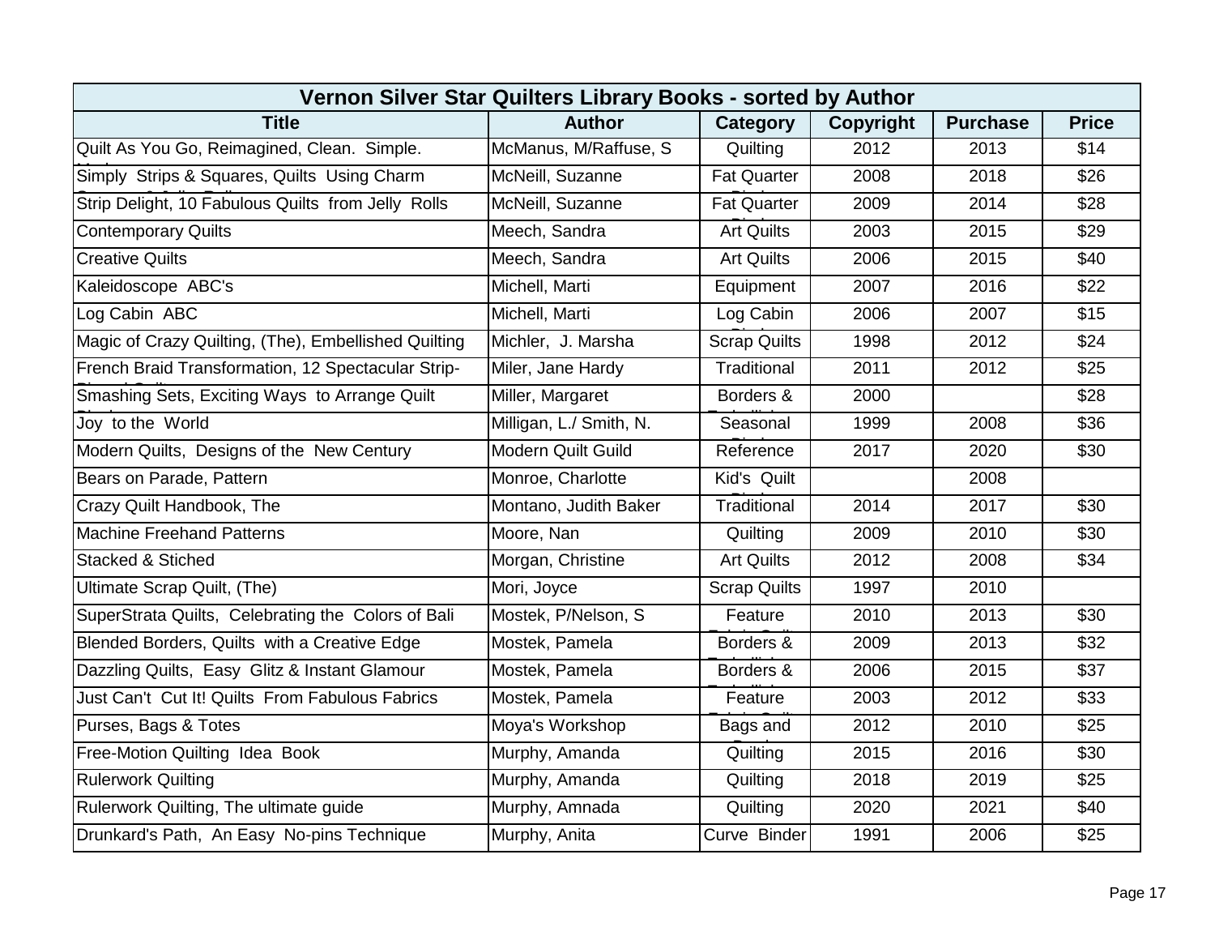| Vernon Silver Star Quilters Library Books - sorted by Author | | | | | |
|---|---|---|---|---|---|
| **Title** | **Author** | **Category** | **Copyright** | **Purchase** | **Price** |
| Quilt As You Go, Reimagined, Clean. Simple. | McManus, M/Raffuse, S | Quilting | 2012 | 2013 | $14 |
| Simply Strips & Squares, Quilts Using Charm | McNeill, Suzanne | Fat Quarter | 2008 | 2018 | $26 |
| Strip Delight, 10 Fabulous Quilts from Jelly Rolls | McNeill, Suzanne | Fat Quarter | 2009 | 2014 | $28 |
| Contemporary Quilts | Meech, Sandra | Art Quilts | 2003 | 2015 | $29 |
| Creative Quilts | Meech, Sandra | Art Quilts | 2006 | 2015 | $40 |
| Kaleidoscope ABC's | Michell, Marti | Equipment | 2007 | 2016 | $22 |
| Log Cabin ABC | Michell, Marti | Log Cabin | 2006 | 2007 | $15 |
| Magic of Crazy Quilting, (The), Embellished Quilting | Michler, J. Marsha | Scrap Quilts | 1998 | 2012 | $24 |
| French Braid Transformation, 12 Spectacular Strip- | Miler, Jane Hardy | Traditional | 2011 | 2012 | $25 |
| Smashing Sets, Exciting Ways to Arrange Quilt | Miller, Margaret | Borders & | 2000 | | $28 |
| Joy to the World | Milligan, L./ Smith, N. | Seasonal | 1999 | 2008 | $36 |
| Modern Quilts, Designs of the New Century | Modern Quilt Guild | Reference | 2017 | 2020 | $30 |
| Bears on Parade, Pattern | Monroe, Charlotte | Kid's Quilt | | 2008 | |
| Crazy Quilt Handbook, The | Montano, Judith Baker | Traditional | 2014 | 2017 | $30 |
| Machine Freehand Patterns | Moore, Nan | Quilting | 2009 | 2010 | $30 |
| Stacked & Stiched | Morgan, Christine | Art Quilts | 2012 | 2008 | $34 |
| Ultimate Scrap Quilt, (The) | Mori, Joyce | Scrap Quilts | 1997 | 2010 | |
| SuperStrata Quilts, Celebrating the Colors of Bali | Mostek, P/Nelson, S | Feature | 2010 | 2013 | $30 |
| Blended Borders, Quilts with a Creative Edge | Mostek, Pamela | Borders & | 2009 | 2013 | $32 |
| Dazzling Quilts, Easy Glitz & Instant Glamour | Mostek, Pamela | Borders & | 2006 | 2015 | $37 |
| Just Can't Cut It! Quilts From Fabulous Fabrics | Mostek, Pamela | Feature | 2003 | 2012 | $33 |
| Purses, Bags & Totes | Moya's Workshop | Bags and | 2012 | 2010 | $25 |
| Free-Motion Quilting Idea Book | Murphy, Amanda | Quilting | 2015 | 2016 | $30 |
| Rulerwork Quilting | Murphy, Amanda | Quilting | 2018 | 2019 | $25 |
| Rulerwork Quilting, The ultimate guide | Murphy, Amnada | Quilting | 2020 | 2021 | $40 |
| Drunkard's Path, An Easy No-pins Technique | Murphy, Anita | Curve Binder | 1991 | 2006 | $25 |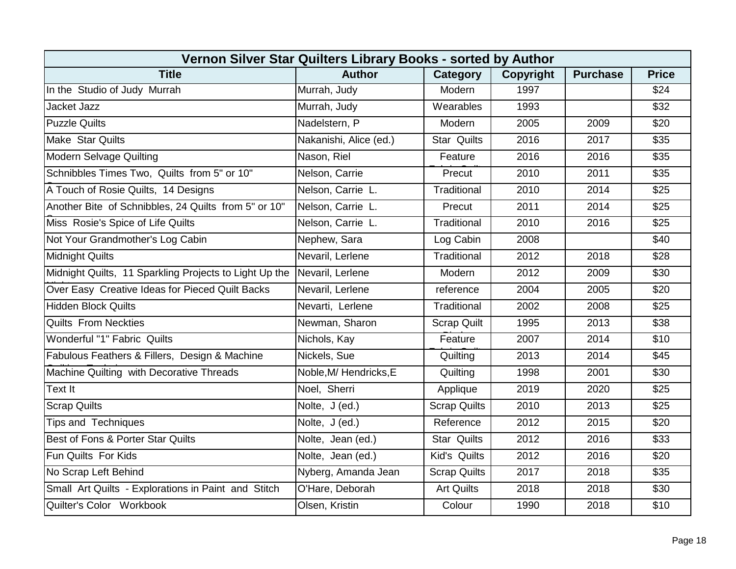| Vernon Silver Star Quilters Library Books - sorted by Author | | | | | |
|---|---|---|---|---|---|
| **Title** | **Author** | **Category** | **Copyright** | **Purchase** | **Price** |
| In the  Studio of Judy  Murrah | Murrah, Judy | Modern | 1997 | | $24 |
| Jacket Jazz | Murrah, Judy | Wearables | 1993 | | $32 |
| Puzzle Quilts | Nadelstern, P | Modern | 2005 | 2009 | $20 |
| Make  Star Quilts | Nakanishi, Alice (ed.) | Star  Quilts | 2016 | 2017 | $35 |
| Modern Selvage Quilting | Nason, Riel | Feature | 2016 | 2016 | $35 |
| Schnibbles Times Two,  Quilts  from 5" or 10" | Nelson, Carrie | Precut | 2010 | 2011 | $35 |
| A Touch of Rosie Quilts,  14 Designs | Nelson, Carrie  L. | Traditional | 2010 | 2014 | $25 |
| Another Bite  of Schnibbles, 24 Quilts  from 5" or 10" | Nelson, Carrie  L. | Precut | 2011 | 2014 | $25 |
| Miss  Rosie's Spice of Life Quilts | Nelson, Carrie  L. | Traditional | 2010 | 2016 | $25 |
| Not Your Grandmother's Log Cabin | Nephew, Sara | Log Cabin | 2008 | | $40 |
| Midnight Quilts | Nevaril, Lerlene | Traditional | 2012 | 2018 | $28 |
| Midnight Quilts,  11 Sparkling Projects to Light Up the | Nevaril, Lerlene | Modern | 2012 | 2009 | $30 |
| Over Easy  Creative Ideas for Pieced Quilt Backs | Nevaril, Lerlene | reference | 2004 | 2005 | $20 |
| Hidden Block Quilts | Nevarti,  Lerlene | Traditional | 2002 | 2008 | $25 |
| Quilts  From Neckties | Newman, Sharon | Scrap Quilt | 1995 | 2013 | $38 |
| Wonderful "1" Fabric  Quilts | Nichols, Kay | Feature | 2007 | 2014 | $10 |
| Fabulous Feathers & Fillers,  Design & Machine | Nickels, Sue | Quilting | 2013 | 2014 | $45 |
| Machine Quilting  with Decorative Threads | Noble,M/ Hendricks,E | Quilting | 1998 | 2001 | $30 |
| Text It | Noel,  Sherri | Applique | 2019 | 2020 | $25 |
| Scrap Quilts | Nolte,  J (ed.) | Scrap Quilts | 2010 | 2013 | $25 |
| Tips and  Techniques | Nolte,  J (ed.) | Reference | 2012 | 2015 | $20 |
| Best of Fons & Porter Star Quilts | Nolte,  Jean (ed.) | Star  Quilts | 2012 | 2016 | $33 |
| Fun Quilts  For Kids | Nolte,  Jean (ed.) | Kid's  Quilts | 2012 | 2016 | $20 |
| No Scrap Left Behind | Nyberg, Amanda Jean | Scrap Quilts | 2017 | 2018 | $35 |
| Small  Art Quilts  - Explorations in Paint  and  Stitch | O'Hare, Deborah | Art Quilts | 2018 | 2018 | $30 |
| Quilter's Color   Workbook | Olsen, Kristin | Colour | 1990 | 2018 | $10 |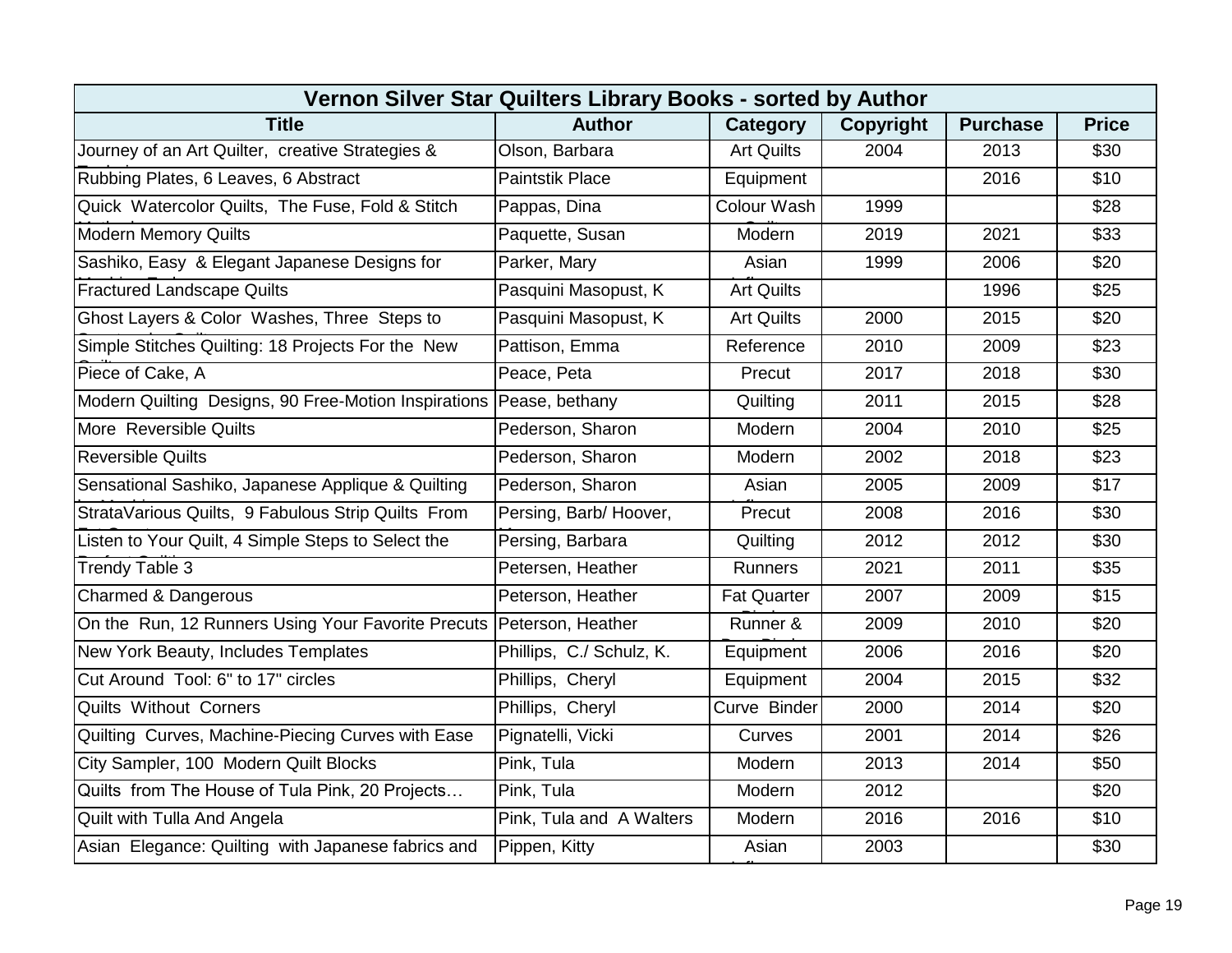| Vernon Silver Star Quilters Library Books - sorted by Author | | | | | |
|---|---|---|---|---|---|
| **Title** | **Author** | **Category** | **Copyright** | **Purchase** | **Price** |
| Journey of an Art Quilter, creative Strategies & | Olson, Barbara | Art Quilts | 2004 | 2013 | $30 |
| Rubbing Plates, 6 Leaves, 6 Abstract | Paintstik Place | Equipment | | 2016 | $10 |
| Quick Watercolor Quilts, The Fuse, Fold & Stitch | Pappas, Dina | Colour Wash | 1999 | | $28 |
| Modern Memory Quilts | Paquette, Susan | Modern | 2019 | 2021 | $33 |
| Sashiko, Easy & Elegant Japanese Designs for | Parker, Mary | Asian | 1999 | 2006 | $20 |
| Fractured Landscape Quilts | Pasquini Masopust, K | Art Quilts | | 1996 | $25 |
| Ghost Layers & Color Washes, Three Steps to | Pasquini Masopust, K | Art Quilts | 2000 | 2015 | $20 |
| Simple Stitches Quilting: 18 Projects For the New | Pattison, Emma | Reference | 2010 | 2009 | $23 |
| Piece of Cake, A | Peace, Peta | Precut | 2017 | 2018 | $30 |
| Modern Quilting Designs, 90 Free-Motion Inspirations | Pease, bethany | Quilting | 2011 | 2015 | $28 |
| More Reversible Quilts | Pederson, Sharon | Modern | 2004 | 2010 | $25 |
| Reversible Quilts | Pederson, Sharon | Modern | 2002 | 2018 | $23 |
| Sensational Sashiko, Japanese Applique & Quilting | Pederson, Sharon | Asian | 2005 | 2009 | $17 |
| StrataVarious Quilts, 9 Fabulous Strip Quilts From | Persing, Barb/ Hoover, | Precut | 2008 | 2016 | $30 |
| Listen to Your Quilt, 4 Simple Steps to Select the | Persing, Barbara | Quilting | 2012 | 2012 | $30 |
| Trendy Table 3 | Petersen, Heather | Runners | 2021 | 2011 | $35 |
| Charmed & Dangerous | Peterson, Heather | Fat Quarter | 2007 | 2009 | $15 |
| On the Run, 12 Runners Using Your Favorite Precuts | Peterson, Heather | Runner & | 2009 | 2010 | $20 |
| New York Beauty, Includes Templates | Phillips, C./ Schulz, K. | Equipment | 2006 | 2016 | $20 |
| Cut Around Tool: 6" to 17" circles | Phillips, Cheryl | Equipment | 2004 | 2015 | $32 |
| Quilts Without Corners | Phillips, Cheryl | Curve Binder | 2000 | 2014 | $20 |
| Quilting Curves, Machine-Piecing Curves with Ease | Pignatelli, Vicki | Curves | 2001 | 2014 | $26 |
| City Sampler, 100 Modern Quilt Blocks | Pink, Tula | Modern | 2013 | 2014 | $50 |
| Quilts from The House of Tula Pink, 20 Projects… | Pink, Tula | Modern | 2012 | | $20 |
| Quilt with Tulla And Angela | Pink, Tula and A Walters | Modern | 2016 | 2016 | $10 |
| Asian Elegance: Quilting with Japanese fabrics and | Pippen, Kitty | Asian | 2003 | | $30 |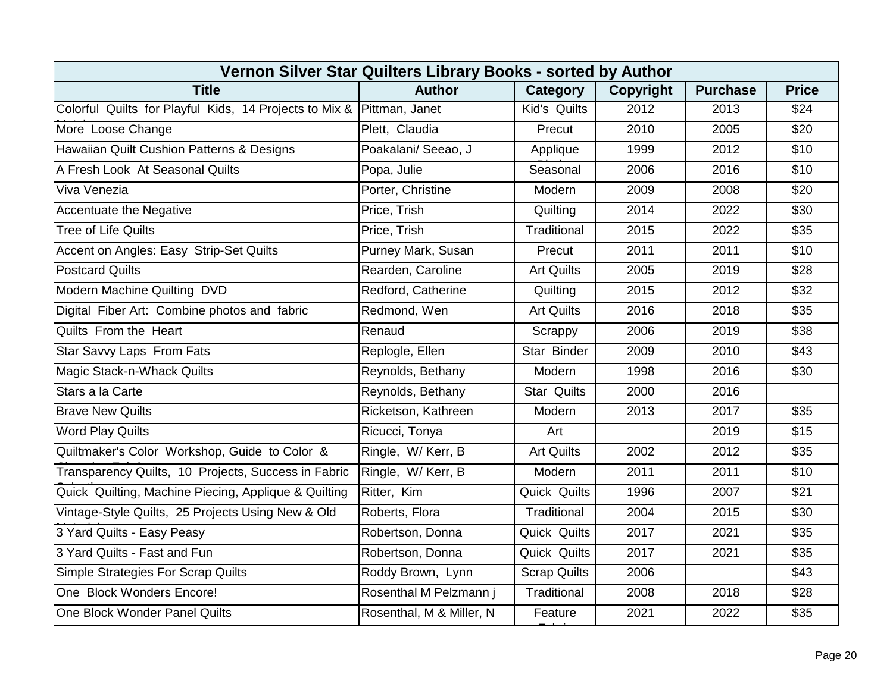| Vernon Silver Star Quilters Library Books - sorted by Author | | | | | |
|---|---|---|---|---|---|
| **Title** | **Author** | **Category** | **Copyright** | **Purchase** | **Price** |
| Colorful Quilts for Playful Kids, 14 Projects to Mix & Match | Pittman, Janet | Kid's Quilts | 2012 | 2013 | $24 |
| More Loose Change | Plett, Claudia | Precut | 2010 | 2005 | $20 |
| Hawaiian Quilt Cushion Patterns & Designs | Poakalani/ Seeao, J | Applique Binder | 1999 | 2012 | $10 |
| A Fresh Look At Seasonal Quilts | Popa, Julie | Seasonal | 2006 | 2016 | $10 |
| Viva Venezia | Porter, Christine | Modern | 2009 | 2008 | $20 |
| Accentuate the Negative | Price, Trish | Quilting | 2014 | 2022 | $30 |
| Tree of Life Quilts | Price, Trish | Traditional | 2015 | 2022 | $35 |
| Accent on Angles: Easy Strip-Set Quilts | Purney Mark, Susan | Precut | 2011 | 2011 | $10 |
| Postcard Quilts | Rearden, Caroline | Art Quilts | 2005 | 2019 | $28 |
| Modern Machine Quilting DVD | Redford, Catherine | Quilting | 2015 | 2012 | $32 |
| Digital Fiber Art: Combine photos and fabric | Redmond, Wen | Art Quilts | 2016 | 2018 | $35 |
| Quilts From the Heart | Renaud | Scrappy | 2006 | 2019 | $38 |
| Star Savvy Laps From Fats | Replogle, Ellen | Star Binder | 2009 | 2010 | $43 |
| Magic Stack-n-Whack Quilts | Reynolds, Bethany | Modern | 1998 | 2016 | $30 |
| Stars a la Carte | Reynolds, Bethany | Star Quilts | 2000 | 2016 | |
| Brave New Quilts | Ricketson, Kathreen | Modern | 2013 | 2017 | $35 |
| Word Play Quilts | Ricucci, Tonya | Art | | 2019 | $15 |
| Quiltmaker's Color Workshop, Guide to Color & Choosing Fabric | Ringle, W/ Kerr, B | Art Quilts | 2002 | 2012 | $35 |
| Transparency Quilts, 10 Projects, Success in Fabric Color | Ringle, W/ Kerr, B | Modern | 2011 | 2011 | $10 |
| Quick Quilting, Machine Piecing, Applique & Quilting | Ritter, Kim | Quick Quilts | 1996 | 2007 | $21 |
| Vintage-Style Quilts, 25 Projects Using New & Old Materials | Roberts, Flora | Traditional | 2004 | 2015 | $30 |
| 3 Yard Quilts - Easy Peasy | Robertson, Donna | Quick Quilts | 2017 | 2021 | $35 |
| 3 Yard Quilts - Fast and Fun | Robertson, Donna | Quick Quilts | 2017 | 2021 | $35 |
| Simple Strategies For Scrap Quilts | Roddy Brown, Lynn | Scrap Quilts | 2006 | | $43 |
| One Block Wonders Encore! | Rosenthal M Pelzmann j | Traditional | 2008 | 2018 | $28 |
| One Block Wonder Panel Quilts | Rosenthal, M & Miller, N | Feature Fabric | 2021 | 2022 | $35 |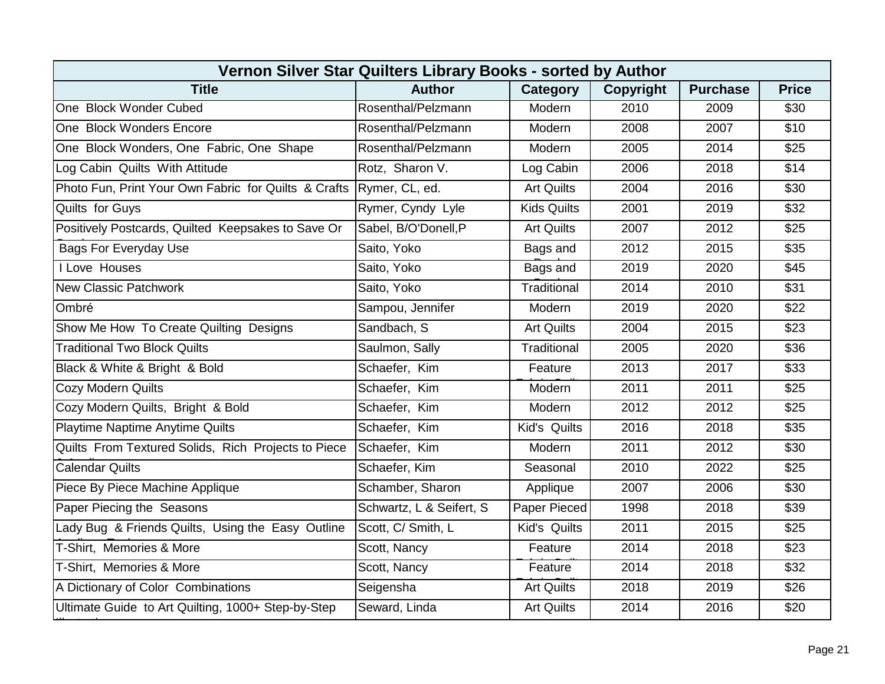| Vernon Silver Star Quilters Library Books - sorted by Author | | | | | |
|---|---|---|---|---|---|
| **Title** | **Author** | **Category** | **Copyright** | **Purchase** | **Price** |
| One Block Wonder Cubed | Rosenthal/Pelzmann | Modern | 2010 | 2009 | $30 |
| One Block Wonders Encore | Rosenthal/Pelzmann | Modern | 2008 | 2007 | $10 |
| One Block Wonders, One Fabric, One Shape | Rosenthal/Pelzmann | Modern | 2005 | 2014 | $25 |
| Log Cabin Quilts With Attitude | Rotz, Sharon V. | Log Cabin | 2006 | 2018 | $14 |
| Photo Fun, Print Your Own Fabric for Quilts & Crafts | Rymer, CL, ed. | Art Quilts | 2004 | 2016 | $30 |
| Quilts for Guys | Rymer, Cyndy Lyle | Kids Quilts | 2001 | 2019 | $32 |
| Positively Postcards, Quilted Keepsakes to Save Or | Sabel, B/O'Donell,P | Art Quilts | 2007 | 2012 | $25 |
| Bags For Everyday Use | Saito, Yoko | Bags and | 2012 | 2015 | $35 |
| I Love Houses | Saito, Yoko | Bags and | 2019 | 2020 | $45 |
| New Classic Patchwork | Saito, Yoko | Traditional | 2014 | 2010 | $31 |
| Ombré | Sampou, Jennifer | Modern | 2019 | 2020 | $22 |
| Show Me How To Create Quilting Designs | Sandbach, S | Art Quilts | 2004 | 2015 | $23 |
| Traditional Two Block Quilts | Saulmon, Sally | Traditional | 2005 | 2020 | $36 |
| Black & White & Bright & Bold | Schaefer, Kim | Feature | 2013 | 2017 | $33 |
| Cozy Modern Quilts | Schaefer, Kim | Modern | 2011 | 2011 | $25 |
| Cozy Modern Quilts, Bright & Bold | Schaefer, Kim | Modern | 2012 | 2012 | $25 |
| Playtime Naptime Anytime Quilts | Schaefer, Kim | Kid's Quilts | 2016 | 2018 | $35 |
| Quilts From Textured Solids, Rich Projects to Piece | Schaefer, Kim | Modern | 2011 | 2012 | $30 |
| Calendar Quilts | Schaefer, Kim | Seasonal | 2010 | 2022 | $25 |
| Piece By Piece Machine Applique | Schamber, Sharon | Applique | 2007 | 2006 | $30 |
| Paper Piecing the Seasons | Schwartz, L & Seifert, S | Paper Pieced | 1998 | 2018 | $39 |
| Lady Bug & Friends Quilts, Using the Easy Outline | Scott, C/ Smith, L | Kid's Quilts | 2011 | 2015 | $25 |
| T-Shirt, Memories & More | Scott, Nancy | Feature | 2014 | 2018 | $23 |
| T-Shirt, Memories & More | Scott, Nancy | Feature | 2014 | 2018 | $32 |
| A Dictionary of Color Combinations | Seigensha | Art Quilts | 2018 | 2019 | $26 |
| Ultimate Guide to Art Quilting, 1000+ Step-by-Step | Seward, Linda | Art Quilts | 2014 | 2016 | $20 |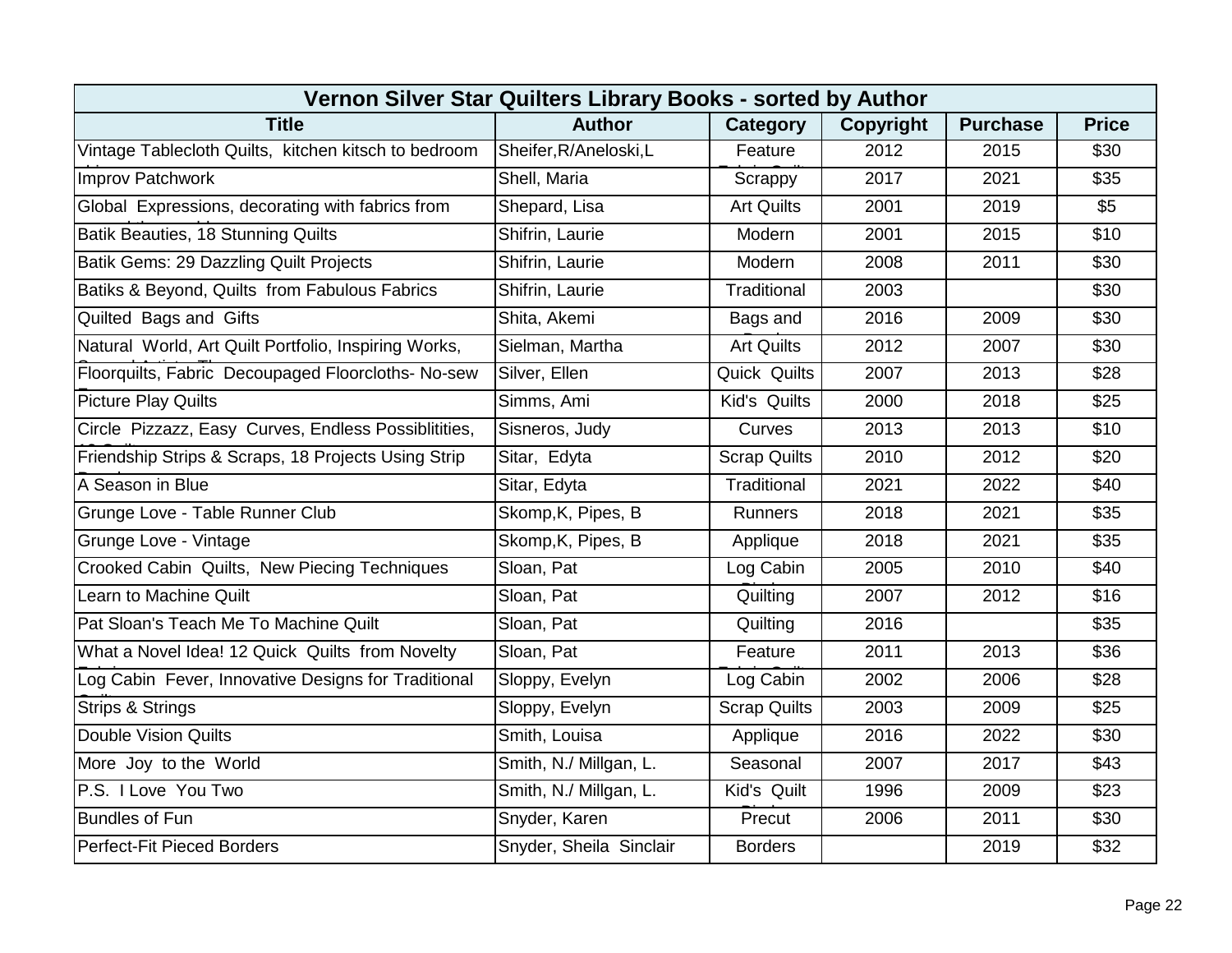| Vernon Silver Star Quilters Library Books - sorted by Author | | | | | |
|---|---|---|---|---|---|
| **Title** | **Author** | **Category** | **Copyright** | **Purchase** | **Price** |
| Vintage Tablecloth Quilts, kitchen kitsch to bedroom | Sheifer,R/Aneloski,L | Feature | 2012 | 2015 | $30 |
| Improv Patchwork | Shell, Maria | Scrappy | 2017 | 2021 | $35 |
| Global Expressions, decorating with fabrics from | Shepard, Lisa | Art Quilts | 2001 | 2019 | $5 |
| Batik Beauties, 18 Stunning Quilts | Shifrin, Laurie | Modern | 2001 | 2015 | $10 |
| Batik Gems: 29 Dazzling Quilt Projects | Shifrin, Laurie | Modern | 2008 | 2011 | $30 |
| Batiks & Beyond, Quilts from Fabulous Fabrics | Shifrin, Laurie | Traditional | 2003 | | $30 |
| Quilted Bags and Gifts | Shita, Akemi | Bags and | 2016 | 2009 | $30 |
| Natural World, Art Quilt Portfolio, Inspiring Works, | Sielman, Martha | Art Quilts | 2012 | 2007 | $30 |
| Floorquilts, Fabric Decoupaged Floorcloths- No-sew | Silver, Ellen | Quick Quilts | 2007 | 2013 | $28 |
| Picture Play Quilts | Simms, Ami | Kid's Quilts | 2000 | 2018 | $25 |
| Circle Pizzazz, Easy Curves, Endless Possiblitities, | Sisneros, Judy | Curves | 2013 | 2013 | $10 |
| Friendship Strips & Scraps, 18 Projects Using Strip | Sitar, Edyta | Scrap Quilts | 2010 | 2012 | $20 |
| A Season in Blue | Sitar, Edyta | Traditional | 2021 | 2022 | $40 |
| Grunge Love - Table Runner Club | Skomp,K, Pipes, B | Runners | 2018 | 2021 | $35 |
| Grunge Love - Vintage | Skomp,K, Pipes, B | Applique | 2018 | 2021 | $35 |
| Crooked Cabin Quilts, New Piecing Techniques | Sloan, Pat | Log Cabin | 2005 | 2010 | $40 |
| Learn to Machine Quilt | Sloan, Pat | Quilting | 2007 | 2012 | $16 |
| Pat Sloan's Teach Me To Machine Quilt | Sloan, Pat | Quilting | 2016 | | $35 |
| What a Novel Idea! 12 Quick Quilts from Novelty | Sloan, Pat | Feature | 2011 | 2013 | $36 |
| Log Cabin Fever, Innovative Designs for Traditional | Sloppy, Evelyn | Log Cabin | 2002 | 2006 | $28 |
| Strips & Strings | Sloppy, Evelyn | Scrap Quilts | 2003 | 2009 | $25 |
| Double Vision Quilts | Smith, Louisa | Applique | 2016 | 2022 | $30 |
| More Joy to the World | Smith, N./ Millgan, L. | Seasonal | 2007 | 2017 | $43 |
| P.S. I Love You Two | Smith, N./ Millgan, L. | Kid's Quilt | 1996 | 2009 | $23 |
| Bundles of Fun | Snyder, Karen | Precut | 2006 | 2011 | $30 |
| Perfect-Fit Pieced Borders | Snyder, Sheila Sinclair | Borders | | 2019 | $32 |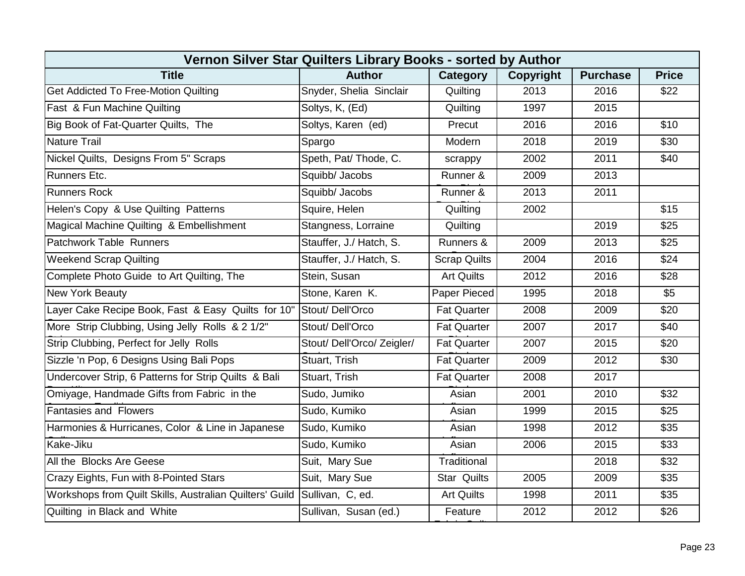| Vernon Silver Star Quilters Library Books - sorted by Author | | | | | |
|---|---|---|---|---|---|
| **Title** | **Author** | **Category** | **Copyright** | **Purchase** | **Price** |
| Get Addicted To Free-Motion Quilting | Snyder, Shelia Sinclair | Quilting | 2013 | 2016 | $22 |
| Fast & Fun Machine Quilting | Soltys, K, (Ed) | Quilting | 1997 | 2015 | |
| Big Book of Fat-Quarter Quilts, The | Soltys, Karen (ed) | Precut | 2016 | 2016 | $10 |
| Nature Trail | Spargo | Modern | 2018 | 2019 | $30 |
| Nickel Quilts, Designs From 5" Scraps | Speth, Pat/ Thode, C. | scrappy | 2002 | 2011 | $40 |
| Runners Etc. | Squibb/ Jacobs | Runner & | 2009 | 2013 | |
| Runners Rock | Squibb/ Jacobs | Runner & | 2013 | 2011 | |
| Helen's Copy & Use Quilting Patterns | Squire, Helen | Quilting | 2002 | | $15 |
| Magical Machine Quilting & Embellishment | Stangness, Lorraine | Quilting | | 2019 | $25 |
| Patchwork Table Runners | Stauffer, J./ Hatch, S. | Runners & | 2009 | 2013 | $25 |
| Weekend Scrap Quilting | Stauffer, J./ Hatch, S. | Scrap Quilts | 2004 | 2016 | $24 |
| Complete Photo Guide to Art Quilting, The | Stein, Susan | Art Quilts | 2012 | 2016 | $28 |
| New York Beauty | Stone, Karen K. | Paper Pieced | 1995 | 2018 | $5 |
| Layer Cake Recipe Book, Fast & Easy Quilts for 10" | Stout/ Dell'Orco | Fat Quarter | 2008 | 2009 | $20 |
| More Strip Clubbing, Using Jelly Rolls & 2 1/2" | Stout/ Dell'Orco | Fat Quarter | 2007 | 2017 | $40 |
| Strip Clubbing, Perfect for Jelly Rolls | Stout/ Dell'Orco/ Zeigler/ | Fat Quarter | 2007 | 2015 | $20 |
| Sizzle 'n Pop, 6 Designs Using Bali Pops | Stuart, Trish | Fat Quarter | 2009 | 2012 | $30 |
| Undercover Strip, 6 Patterns for Strip Quilts & Bali | Stuart, Trish | Fat Quarter | 2008 | 2017 | |
| Omiyage, Handmade Gifts from Fabric in the | Sudo, Jumiko | Asian | 2001 | 2010 | $32 |
| Fantasies and Flowers | Sudo, Kumiko | Asian | 1999 | 2015 | $25 |
| Harmonies & Hurricanes, Color & Line in Japanese | Sudo, Kumiko | Asian | 1998 | 2012 | $35 |
| Kake-Jiku | Sudo, Kumiko | Asian | 2006 | 2015 | $33 |
| All the Blocks Are Geese | Suit, Mary Sue | Traditional | | 2018 | $32 |
| Crazy Eights, Fun with 8-Pointed Stars | Suit, Mary Sue | Star Quilts | 2005 | 2009 | $35 |
| Workshops from Quilt Skills, Australian Quilters' Guild | Sullivan, C, ed. | Art Quilts | 1998 | 2011 | $35 |
| Quilting in Black and White | Sullivan, Susan (ed.) | Feature | 2012 | 2012 | $26 |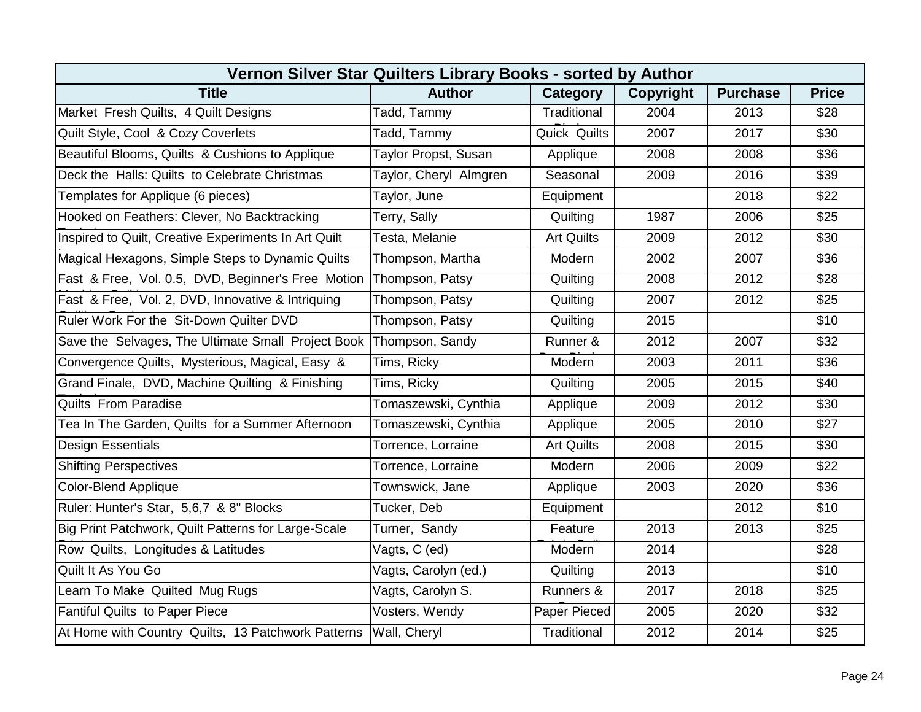| Vernon Silver Star Quilters Library Books - sorted by Author | | | | | |
|---|---|---|---|---|---|
| **Title** | **Author** | **Category** | **Copyright** | **Purchase** | **Price** |
| Market Fresh Quilts, 4 Quilt Designs | Tadd, Tammy | Traditional | 2004 | 2013 | $28 |
| Quilt Style, Cool & Cozy Coverlets | Tadd, Tammy | Quick Quilts | 2007 | 2017 | $30 |
| Beautiful Blooms, Quilts & Cushions to Applique | Taylor Propst, Susan | Applique | 2008 | 2008 | $36 |
| Deck the Halls: Quilts to Celebrate Christmas | Taylor, Cheryl Almgren | Seasonal | 2009 | 2016 | $39 |
| Templates for Applique (6 pieces) | Taylor, June | Equipment | | 2018 | $22 |
| Hooked on Feathers: Clever, No Backtracking | Terry, Sally | Quilting | 1987 | 2006 | $25 |
| Inspired to Quilt, Creative Experiments In Art Quilt | Testa, Melanie | Art Quilts | 2009 | 2012 | $30 |
| Magical Hexagons, Simple Steps to Dynamic Quilts | Thompson, Martha | Modern | 2002 | 2007 | $36 |
| Fast & Free, Vol. 0.5, DVD, Beginner's Free Motion | Thompson, Patsy | Quilting | 2008 | 2012 | $28 |
| Fast & Free, Vol. 2, DVD, Innovative & Intriquing | Thompson, Patsy | Quilting | 2007 | 2012 | $25 |
| Ruler Work For the Sit-Down Quilter DVD | Thompson, Patsy | Quilting | 2015 | | $10 |
| Save the Selvages, The Ultimate Small Project Book | Thompson, Sandy | Runner & | 2012 | 2007 | $32 |
| Convergence Quilts, Mysterious, Magical, Easy & | Tims, Ricky | Modern | 2003 | 2011 | $36 |
| Grand Finale, DVD, Machine Quilting & Finishing | Tims, Ricky | Quilting | 2005 | 2015 | $40 |
| Quilts From Paradise | Tomaszewski, Cynthia | Applique | 2009 | 2012 | $30 |
| Tea In The Garden, Quilts for a Summer Afternoon | Tomaszewski, Cynthia | Applique | 2005 | 2010 | $27 |
| Design Essentials | Torrence, Lorraine | Art Quilts | 2008 | 2015 | $30 |
| Shifting Perspectives | Torrence, Lorraine | Modern | 2006 | 2009 | $22 |
| Color-Blend Applique | Townswick, Jane | Applique | 2003 | 2020 | $36 |
| Ruler: Hunter's Star, 5,6,7 & 8" Blocks | Tucker, Deb | Equipment | | 2012 | $10 |
| Big Print Patchwork, Quilt Patterns for Large-Scale | Turner, Sandy | Feature | 2013 | 2013 | $25 |
| Row Quilts, Longitudes & Latitudes | Vagts, C (ed) | Modern | 2014 | | $28 |
| Quilt It As You Go | Vagts, Carolyn (ed.) | Quilting | 2013 | | $10 |
| Learn To Make Quilted Mug Rugs | Vagts, Carolyn S. | Runners & | 2017 | 2018 | $25 |
| Fantiful Quilts to Paper Piece | Vosters, Wendy | Paper Pieced | 2005 | 2020 | $32 |
| At Home with Country Quilts, 13 Patchwork Patterns | Wall, Cheryl | Traditional | 2012 | 2014 | $25 |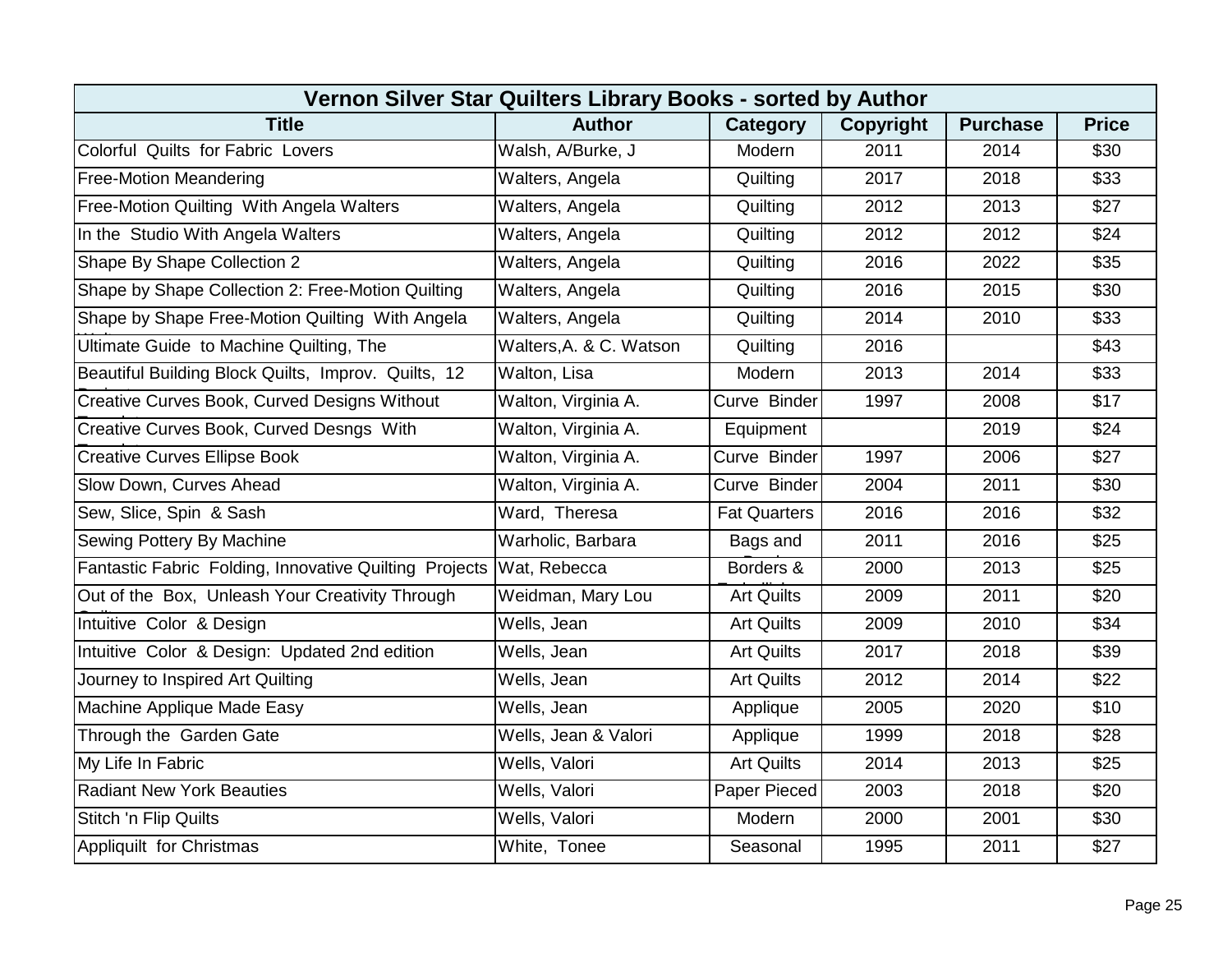| Vernon Silver Star Quilters Library Books - sorted by Author | | | | | |
|---|---|---|---|---|---|
| **Title** | **Author** | **Category** | **Copyright** | **Purchase** | **Price** |
| Colorful Quilts for Fabric Lovers | Walsh, A/Burke, J | Modern | 2011 | 2014 | $30 |
| Free-Motion Meandering | Walters, Angela | Quilting | 2017 | 2018 | $33 |
| Free-Motion Quilting With Angela Walters | Walters, Angela | Quilting | 2012 | 2013 | $27 |
| In the Studio With Angela Walters | Walters, Angela | Quilting | 2012 | 2012 | $24 |
| Shape By Shape Collection 2 | Walters, Angela | Quilting | 2016 | 2022 | $35 |
| Shape by Shape Collection 2: Free-Motion Quilting | Walters, Angela | Quilting | 2016 | 2015 | $30 |
| Shape by Shape Free-Motion Quilting With Angela | Walters, Angela | Quilting | 2014 | 2010 | $33 |
| Ultimate Guide to Machine Quilting, The | Walters,A. & C. Watson | Quilting | 2016 | | $43 |
| Beautiful Building Block Quilts, Improv. Quilts, 12 | Walton, Lisa | Modern | 2013 | 2014 | $33 |
| Creative Curves Book, Curved Designs Without | Walton, Virginia A. | Curve Binder | 1997 | 2008 | $17 |
| Creative Curves Book, Curved Desngs With | Walton, Virginia A. | Equipment | | 2019 | $24 |
| Creative Curves Ellipse Book | Walton, Virginia A. | Curve Binder | 1997 | 2006 | $27 |
| Slow Down, Curves Ahead | Walton, Virginia A. | Curve Binder | 2004 | 2011 | $30 |
| Sew, Slice, Spin & Sash | Ward, Theresa | Fat Quarters | 2016 | 2016 | $32 |
| Sewing Pottery By Machine | Warholic, Barbara | Bags and | 2011 | 2016 | $25 |
| Fantastic Fabric Folding, Innovative Quilting Projects | Wat, Rebecca | Borders & | 2000 | 2013 | $25 |
| Out of the Box, Unleash Your Creativity Through | Weidman, Mary Lou | Art Quilts | 2009 | 2011 | $20 |
| Intuitive Color & Design | Wells, Jean | Art Quilts | 2009 | 2010 | $34 |
| Intuitive Color & Design: Updated 2nd edition | Wells, Jean | Art Quilts | 2017 | 2018 | $39 |
| Journey to Inspired Art Quilting | Wells, Jean | Art Quilts | 2012 | 2014 | $22 |
| Machine Applique Made Easy | Wells, Jean | Applique | 2005 | 2020 | $10 |
| Through the Garden Gate | Wells, Jean & Valori | Applique | 1999 | 2018 | $28 |
| My Life In Fabric | Wells, Valori | Art Quilts | 2014 | 2013 | $25 |
| Radiant New York Beauties | Wells, Valori | Paper Pieced | 2003 | 2018 | $20 |
| Stitch 'n Flip Quilts | Wells, Valori | Modern | 2000 | 2001 | $30 |
| Appliquilt for Christmas | White, Tonee | Seasonal | 1995 | 2011 | $27 |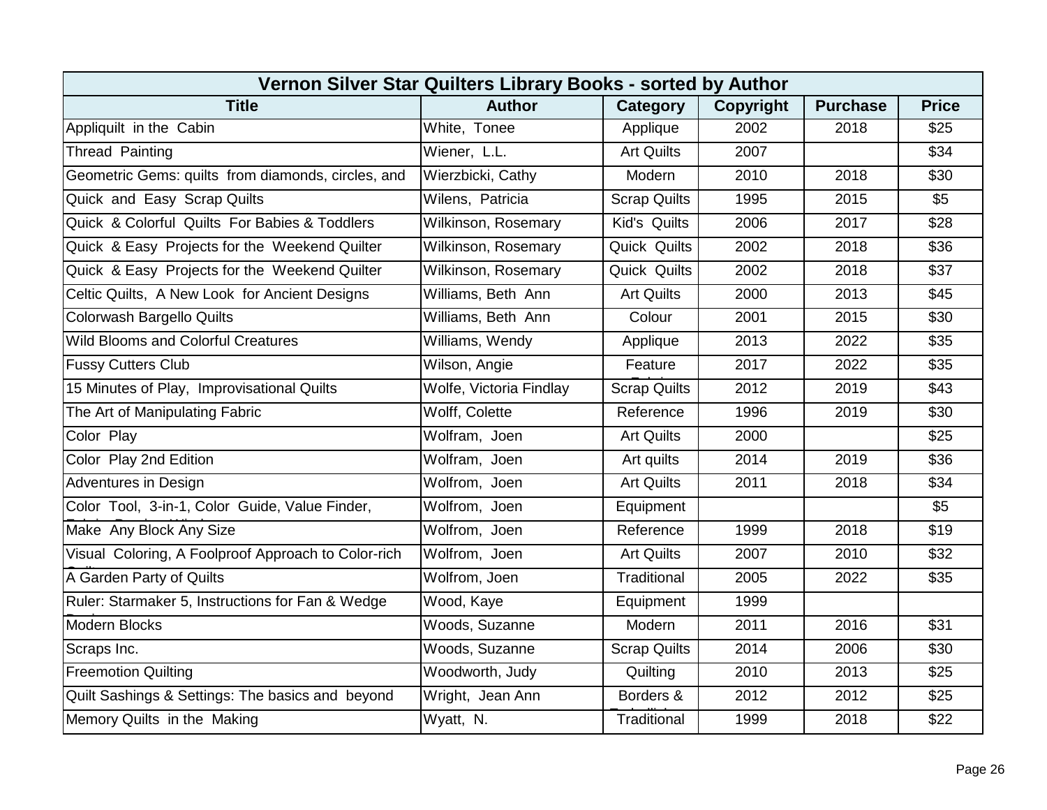| Vernon Silver Star Quilters Library Books - sorted by Author | | | | | |
|---|---|---|---|---|---|
| **Title** | **Author** | **Category** | **Copyright** | **Purchase** | **Price** |
| Appliquilt in the Cabin | White, Tonee | Applique | 2002 | 2018 | $25 |
| Thread Painting | Wiener, L.L. | Art Quilts | 2007 | | $34 |
| Geometric Gems: quilts from diamonds, circles, and | Wierzbicki, Cathy | Modern | 2010 | 2018 | $30 |
| Quick and Easy Scrap Quilts | Wilens, Patricia | Scrap Quilts | 1995 | 2015 | $5 |
| Quick & Colorful Quilts For Babies & Toddlers | Wilkinson, Rosemary | Kid's Quilts | 2006 | 2017 | $28 |
| Quick & Easy Projects for the Weekend Quilter | Wilkinson, Rosemary | Quick Quilts | 2002 | 2018 | $36 |
| Quick & Easy Projects for the Weekend Quilter | Wilkinson, Rosemary | Quick Quilts | 2002 | 2018 | $37 |
| Celtic Quilts, A New Look for Ancient Designs | Williams, Beth Ann | Art Quilts | 2000 | 2013 | $45 |
| Colorwash Bargello Quilts | Williams, Beth Ann | Colour | 2001 | 2015 | $30 |
| Wild Blooms and Colorful Creatures | Williams, Wendy | Applique | 2013 | 2022 | $35 |
| Fussy Cutters Club | Wilson, Angie | Feature | 2017 | 2022 | $35 |
| 15 Minutes of Play, Improvisational Quilts | Wolfe, Victoria Findlay | Scrap Quilts | 2012 | 2019 | $43 |
| The Art of Manipulating Fabric | Wolff, Colette | Reference | 1996 | 2019 | $30 |
| Color Play | Wolfram, Joen | Art Quilts | 2000 | | $25 |
| Color Play 2nd Edition | Wolfram, Joen | Art quilts | 2014 | 2019 | $36 |
| Adventures in Design | Wolfrom, Joen | Art Quilts | 2011 | 2018 | $34 |
| Color Tool, 3-in-1, Color Guide, Value Finder, | Wolfrom, Joen | Equipment | | | $5 |
| Make Any Block Any Size | Wolfrom, Joen | Reference | 1999 | 2018 | $19 |
| Visual Coloring, A Foolproof Approach to Color-rich | Wolfrom, Joen | Art Quilts | 2007 | 2010 | $32 |
| A Garden Party of Quilts | Wolfrom, Joen | Traditional | 2005 | 2022 | $35 |
| Ruler: Starmaker 5, Instructions for Fan & Wedge | Wood, Kaye | Equipment | 1999 | | |
| Modern Blocks | Woods, Suzanne | Modern | 2011 | 2016 | $31 |
| Scraps Inc. | Woods, Suzanne | Scrap Quilts | 2014 | 2006 | $30 |
| Freemotion Quilting | Woodworth, Judy | Quilting | 2010 | 2013 | $25 |
| Quilt Sashings & Settings: The basics and beyond | Wright, Jean Ann | Borders & | 2012 | 2012 | $25 |
| Memory Quilts in the Making | Wyatt, N. | Traditional | 1999 | 2018 | $22 |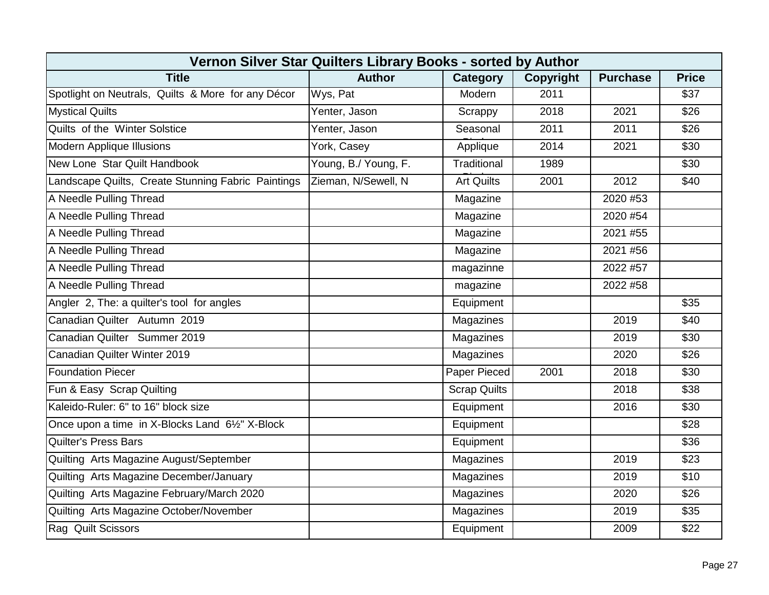| Vernon Silver Star Quilters Library Books - sorted by Author | | | | | |
|---|---|---|---|---|---|
| **Title** | **Author** | **Category** | **Copyright** | **Purchase** | **Price** |
| Spotlight on Neutrals, Quilts & More for any Décor | Wys, Pat | Modern | 2011 | | $37 |
| Mystical Quilts | Yenter, Jason | Scrappy | 2018 | 2021 | $26 |
| Quilts of the Winter Solstice | Yenter, Jason | Seasonal | 2011 | 2011 | $26 |
| Modern Applique Illusions | York, Casey | Applique | 2014 | 2021 | $30 |
| New Lone Star Quilt Handbook | Young, B./ Young, F. | Traditional | 1989 | | $30 |
| Landscape Quilts, Create Stunning Fabric Paintings | Zieman, N/Sewell, N | Art Quilts | 2001 | 2012 | $40 |
| A Needle Pulling Thread | | Magazine | | 2020 #53 | |
| A Needle Pulling Thread | | Magazine | | 2020 #54 | |
| A Needle Pulling Thread | | Magazine | | 2021 #55 | |
| A Needle Pulling Thread | | Magazine | | 2021 #56 | |
| A Needle Pulling Thread | | magazinne | | 2022 #57 | |
| A Needle Pulling Thread | | magazine | | 2022 #58 | |
| Angler 2, The: a quilter's tool for angles | | Equipment | | | $35 |
| Canadian Quilter Autumn 2019 | | Magazines | | 2019 | $40 |
| Canadian Quilter Summer 2019 | | Magazines | | 2019 | $30 |
| Canadian Quilter Winter 2019 | | Magazines | | 2020 | $26 |
| Foundation Piecer | | Paper Pieced | 2001 | 2018 | $30 |
| Fun & Easy Scrap Quilting | | Scrap Quilts | | 2018 | $38 |
| Kaleido-Ruler: 6" to 16" block size | | Equipment | | 2016 | $30 |
| Once upon a time in X-Blocks Land 6½" X-Block | | Equipment | | | $28 |
| Quilter's Press Bars | | Equipment | | | $36 |
| Quilting Arts Magazine August/September | | Magazines | | 2019 | $23 |
| Quilting Arts Magazine December/January | | Magazines | | 2019 | $10 |
| Quilting Arts Magazine February/March 2020 | | Magazines | | 2020 | $26 |
| Quilting Arts Magazine October/November | | Magazines | | 2019 | $35 |
| Rag Quilt Scissors | | Equipment | | 2009 | $22 |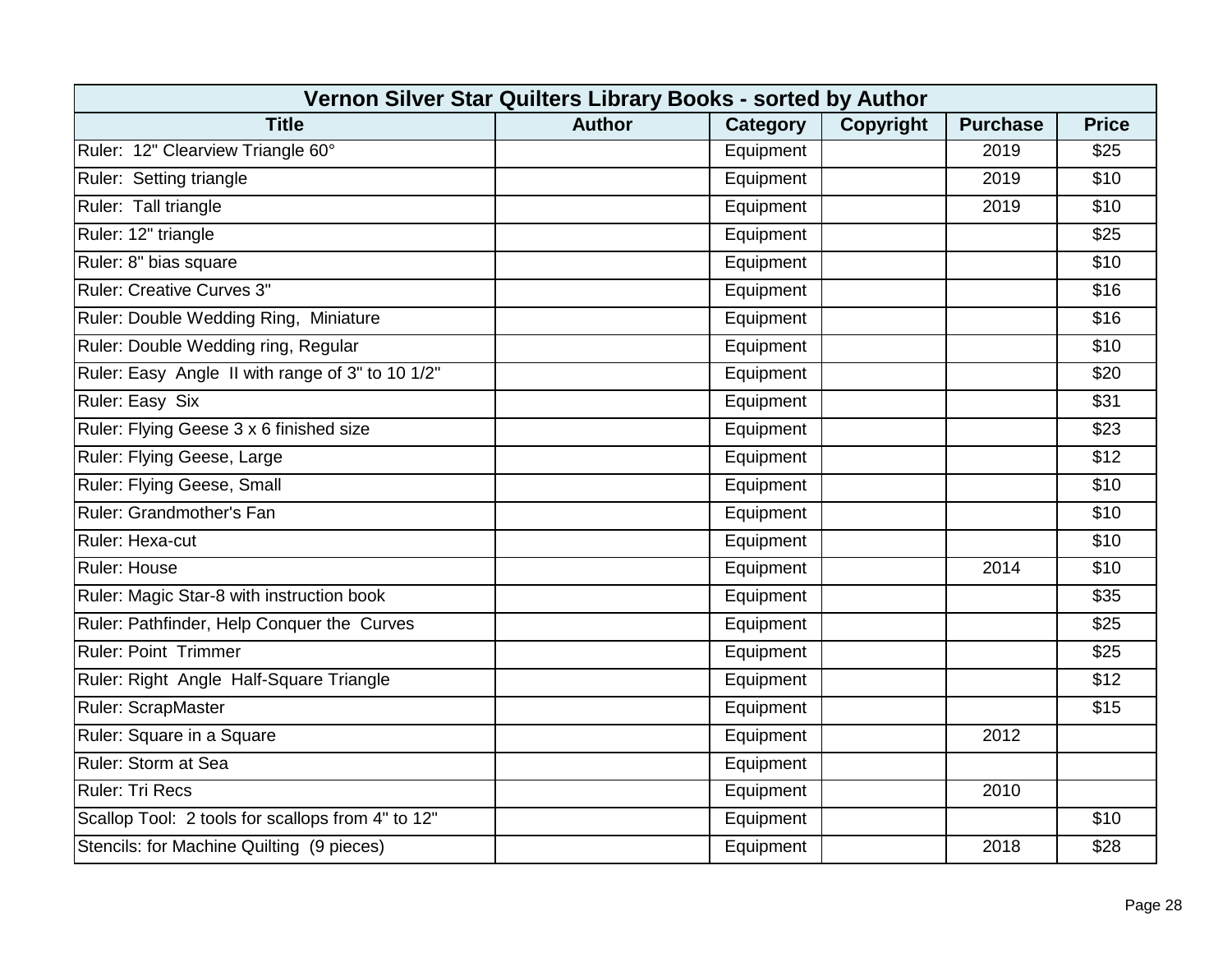| Vernon Silver Star Quilters Library Books - sorted by Author | | | | | |
|---|---|---|---|---|---|
| **Title** | **Author** | **Category** | **Copyright** | **Purchase** | **Price** |
| Ruler:  12" Clearview Triangle 60° | | Equipment | | 2019 | $25 |
| Ruler:  Setting triangle | | Equipment | | 2019 | $10 |
| Ruler:  Tall triangle | | Equipment | | 2019 | $10 |
| Ruler: 12" triangle | | Equipment | | | $25 |
| Ruler: 8" bias square | | Equipment | | | $10 |
| Ruler: Creative Curves 3" | | Equipment | | | $16 |
| Ruler: Double Wedding Ring,  Miniature | | Equipment | | | $16 |
| Ruler: Double Wedding ring, Regular | | Equipment | | | $10 |
| Ruler: Easy  Angle  II with range of 3" to 10 1/2" | | Equipment | | | $20 |
| Ruler: Easy  Six | | Equipment | | | $31 |
| Ruler: Flying Geese 3 x 6 finished size | | Equipment | | | $23 |
| Ruler: Flying Geese, Large | | Equipment | | | $12 |
| Ruler: Flying Geese, Small | | Equipment | | | $10 |
| Ruler: Grandmother's Fan | | Equipment | | | $10 |
| Ruler: Hexa-cut | | Equipment | | | $10 |
| Ruler: House | | Equipment | | 2014 | $10 |
| Ruler: Magic Star-8 with instruction book | | Equipment | | | $35 |
| Ruler: Pathfinder, Help Conquer the  Curves | | Equipment | | | $25 |
| Ruler: Point  Trimmer | | Equipment | | | $25 |
| Ruler: Right  Angle  Half-Square Triangle | | Equipment | | | $12 |
| Ruler: ScrapMaster | | Equipment | | | $15 |
| Ruler: Square in a Square | | Equipment | | 2012 | |
| Ruler: Storm at Sea | | Equipment | | | |
| Ruler: Tri Recs | | Equipment | | 2010 | |
| Scallop Tool:  2 tools for scallops from 4" to 12" | | Equipment | | | $10 |
| Stencils: for Machine Quilting  (9 pieces) | | Equipment | | 2018 | $28 |